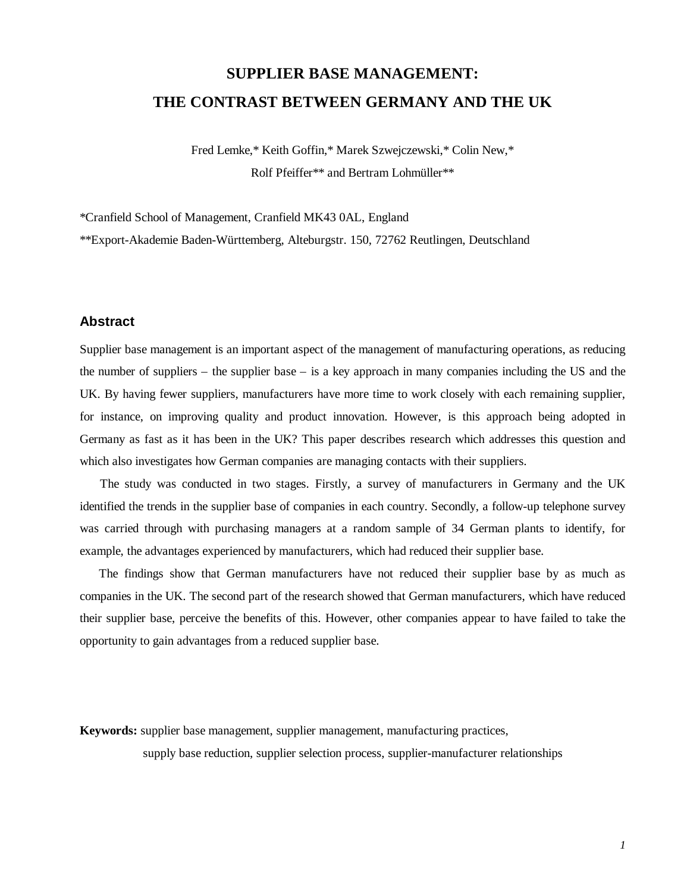# SUPPLIER BASE MANAGEMENT:
# THE CONTRAST BETWEEN GERMANY AND THE UK

Fred Lemke,* Keith Goffin,* Marek Szwejczewski,* Colin New,*
Rolf Pfeiffer** and Bertram Lohmüller**

*Cranfield School of Management, Cranfield MK43 0AL, England
**Export-Akademie Baden-Württemberg, Alteburgstr. 150, 72762 Reutlingen, Deutschland

## Abstract

Supplier base management is an important aspect of the management of manufacturing operations, as reducing the number of suppliers – the supplier base – is a key approach in many companies including the US and the UK. By having fewer suppliers, manufacturers have more time to work closely with each remaining supplier, for instance, on improving quality and product innovation. However, is this approach being adopted in Germany as fast as it has been in the UK? This paper describes research which addresses this question and which also investigates how German companies are managing contacts with their suppliers.

The study was conducted in two stages. Firstly, a survey of manufacturers in Germany and the UK identified the trends in the supplier base of companies in each country. Secondly, a follow-up telephone survey was carried through with purchasing managers at a random sample of 34 German plants to identify, for example, the advantages experienced by manufacturers, which had reduced their supplier base.

The findings show that German manufacturers have not reduced their supplier base by as much as companies in the UK. The second part of the research showed that German manufacturers, which have reduced their supplier base, perceive the benefits of this. However, other companies appear to have failed to take the opportunity to gain advantages from a reduced supplier base.

**Keywords:** supplier base management, supplier management, manufacturing practices, supply base reduction, supplier selection process, supplier-manufacturer relationships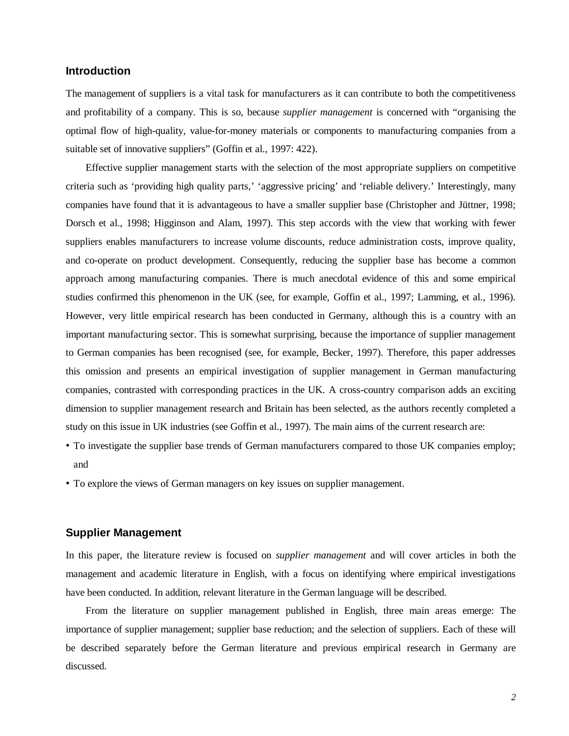## Introduction

The management of suppliers is a vital task for manufacturers as it can contribute to both the competitiveness and profitability of a company. This is so, because *supplier management* is concerned with "organising the optimal flow of high-quality, value-for-money materials or components to manufacturing companies from a suitable set of innovative suppliers" (Goffin et al., 1997: 422).

Effective supplier management starts with the selection of the most appropriate suppliers on competitive criteria such as 'providing high quality parts,' 'aggressive pricing' and 'reliable delivery.' Interestingly, many companies have found that it is advantageous to have a smaller supplier base (Christopher and Jüttner, 1998; Dorsch et al., 1998; Higginson and Alam, 1997). This step accords with the view that working with fewer suppliers enables manufacturers to increase volume discounts, reduce administration costs, improve quality, and co-operate on product development. Consequently, reducing the supplier base has become a common approach among manufacturing companies. There is much anecdotal evidence of this and some empirical studies confirmed this phenomenon in the UK (see, for example, Goffin et al., 1997; Lamming, et al., 1996). However, very little empirical research has been conducted in Germany, although this is a country with an important manufacturing sector. This is somewhat surprising, because the importance of supplier management to German companies has been recognised (see, for example, Becker, 1997). Therefore, this paper addresses this omission and presents an empirical investigation of supplier management in German manufacturing companies, contrasted with corresponding practices in the UK. A cross-country comparison adds an exciting dimension to supplier management research and Britain has been selected, as the authors recently completed a study on this issue in UK industries (see Goffin et al., 1997). The main aims of the current research are:

- To investigate the supplier base trends of German manufacturers compared to those UK companies employ; and
- To explore the views of German managers on key issues on supplier management.

## Supplier Management

In this paper, the literature review is focused on *supplier management* and will cover articles in both the management and academic literature in English, with a focus on identifying where empirical investigations have been conducted. In addition, relevant literature in the German language will be described.

From the literature on supplier management published in English, three main areas emerge: The importance of supplier management; supplier base reduction; and the selection of suppliers. Each of these will be described separately before the German literature and previous empirical research in Germany are discussed.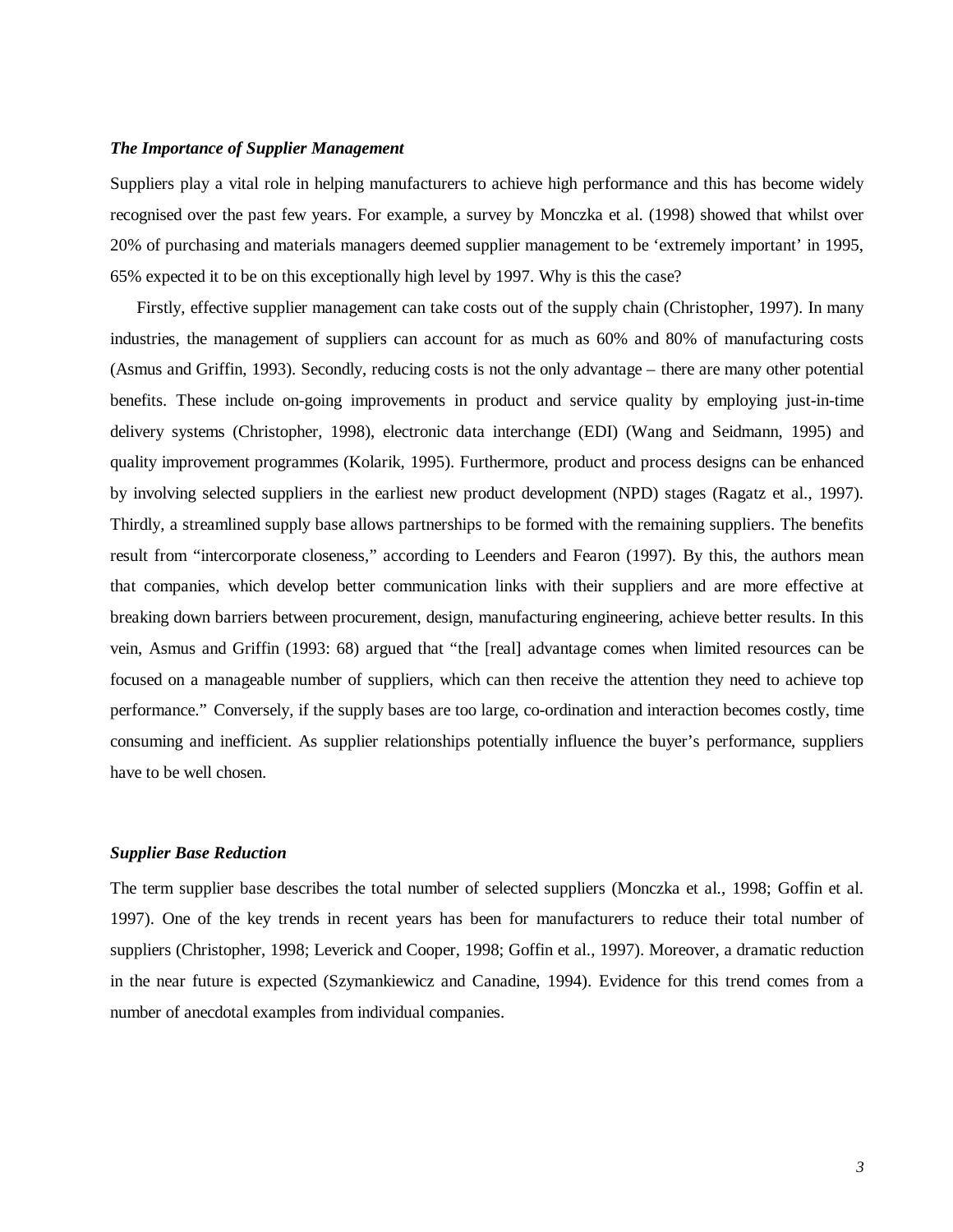### *The Importance of Supplier Management*

Suppliers play a vital role in helping manufacturers to achieve high performance and this has become widely recognised over the past few years. For example, a survey by Monczka et al. (1998) showed that whilst over 20% of purchasing and materials managers deemed supplier management to be 'extremely important' in 1995, 65% expected it to be on this exceptionally high level by 1997. Why is this the case?

Firstly, effective supplier management can take costs out of the supply chain (Christopher, 1997). In many industries, the management of suppliers can account for as much as 60% and 80% of manufacturing costs (Asmus and Griffin, 1993). Secondly, reducing costs is not the only advantage – there are many other potential benefits. These include on-going improvements in product and service quality by employing just-in-time delivery systems (Christopher, 1998), electronic data interchange (EDI) (Wang and Seidmann, 1995) and quality improvement programmes (Kolarik, 1995). Furthermore, product and process designs can be enhanced by involving selected suppliers in the earliest new product development (NPD) stages (Ragatz et al., 1997). Thirdly, a streamlined supply base allows partnerships to be formed with the remaining suppliers. The benefits result from "intercorporate closeness," according to Leenders and Fearon (1997). By this, the authors mean that companies, which develop better communication links with their suppliers and are more effective at breaking down barriers between procurement, design, manufacturing engineering, achieve better results. In this vein, Asmus and Griffin (1993: 68) argued that "the [real] advantage comes when limited resources can be focused on a manageable number of suppliers, which can then receive the attention they need to achieve top performance." Conversely, if the supply bases are too large, co-ordination and interaction becomes costly, time consuming and inefficient. As supplier relationships potentially influence the buyer's performance, suppliers have to be well chosen.

### *Supplier Base Reduction*

The term supplier base describes the total number of selected suppliers (Monczka et al., 1998; Goffin et al. 1997). One of the key trends in recent years has been for manufacturers to reduce their total number of suppliers (Christopher, 1998; Leverick and Cooper, 1998; Goffin et al., 1997). Moreover, a dramatic reduction in the near future is expected (Szymankiewicz and Canadine, 1994). Evidence for this trend comes from a number of anecdotal examples from individual companies.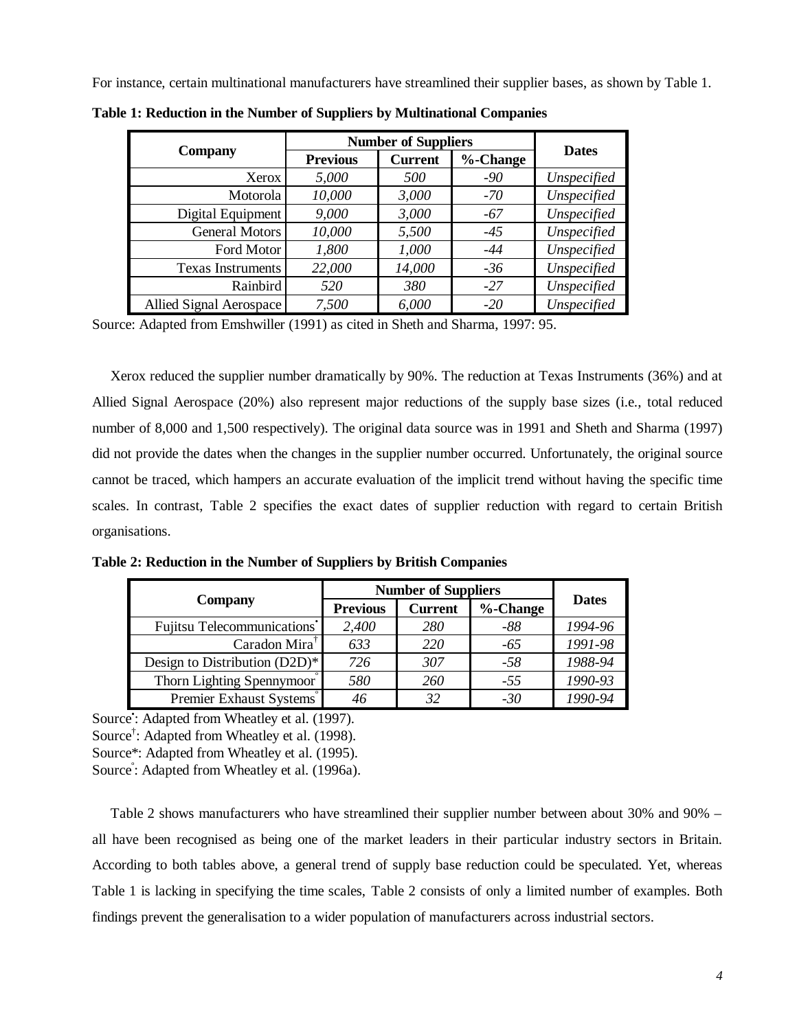For instance, certain multinational manufacturers have streamlined their supplier bases, as shown by Table 1.

**Table 1: Reduction in the Number of Suppliers by Multinational Companies**

| Company | Number of Suppliers | | | Dates |
|---|---|---|---|---|
| | Previous | Current | %-Change | |
| Xerox | *5,000* | *500* | *-90* | *Unspecified* |
| Motorola | *10,000* | *3,000* | *-70* | *Unspecified* |
| Digital Equipment | *9,000* | *3,000* | *-67* | *Unspecified* |
| General Motors | *10,000* | *5,500* | *-45* | *Unspecified* |
| Ford Motor | *1,800* | *1,000* | *-44* | *Unspecified* |
| Texas Instruments | *22,000* | *14,000* | *-36* | *Unspecified* |
| Rainbird | *520* | *380* | *-27* | *Unspecified* |
| Allied Signal Aerospace | *7,500* | *6,000* | *-20* | *Unspecified* |

Source: Adapted from Emshwiller (1991) as cited in Sheth and Sharma, 1997: 95.

Xerox reduced the supplier number dramatically by 90%. The reduction at Texas Instruments (36%) and at Allied Signal Aerospace (20%) also represent major reductions of the supply base sizes (i.e., total reduced number of 8,000 and 1,500 respectively). The original data source was in 1991 and Sheth and Sharma (1997) did not provide the dates when the changes in the supplier number occurred. Unfortunately, the original source cannot be traced, which hampers an accurate evaluation of the implicit trend without having the specific time scales. In contrast, Table 2 specifies the exact dates of supplier reduction with regard to certain British organisations.

**Table 2: Reduction in the Number of Suppliers by British Companies**

| Company | Number of Suppliers | | | Dates |
|---|---|---|---|---|
| | Previous | Current | %-Change | |
| Fujitsu Telecommunications[•] | *2,400* | *280* | *-88* | *1994-96* |
| Caradon Mira[†] | *633* | *220* | *-65* | *1991-98* |
| Design to Distribution (D2D)* | *726* | *307* | *-58* | *1988-94* |
| Thorn Lighting Spennymoor[°] | *580* | *260* | *-55* | *1990-93* |
| Premier Exhaust Systems[°] | *46* | *32* | *-30* | *1990-94* |

Source[•]: Adapted from Wheatley et al. (1997).
Source[†]: Adapted from Wheatley et al. (1998).
Source*: Adapted from Wheatley et al. (1995).
Source[°]: Adapted from Wheatley et al. (1996a).

Table 2 shows manufacturers who have streamlined their supplier number between about 30% and 90% – all have been recognised as being one of the market leaders in their particular industry sectors in Britain. According to both tables above, a general trend of supply base reduction could be speculated. Yet, whereas Table 1 is lacking in specifying the time scales, Table 2 consists of only a limited number of examples. Both findings prevent the generalisation to a wider population of manufacturers across industrial sectors.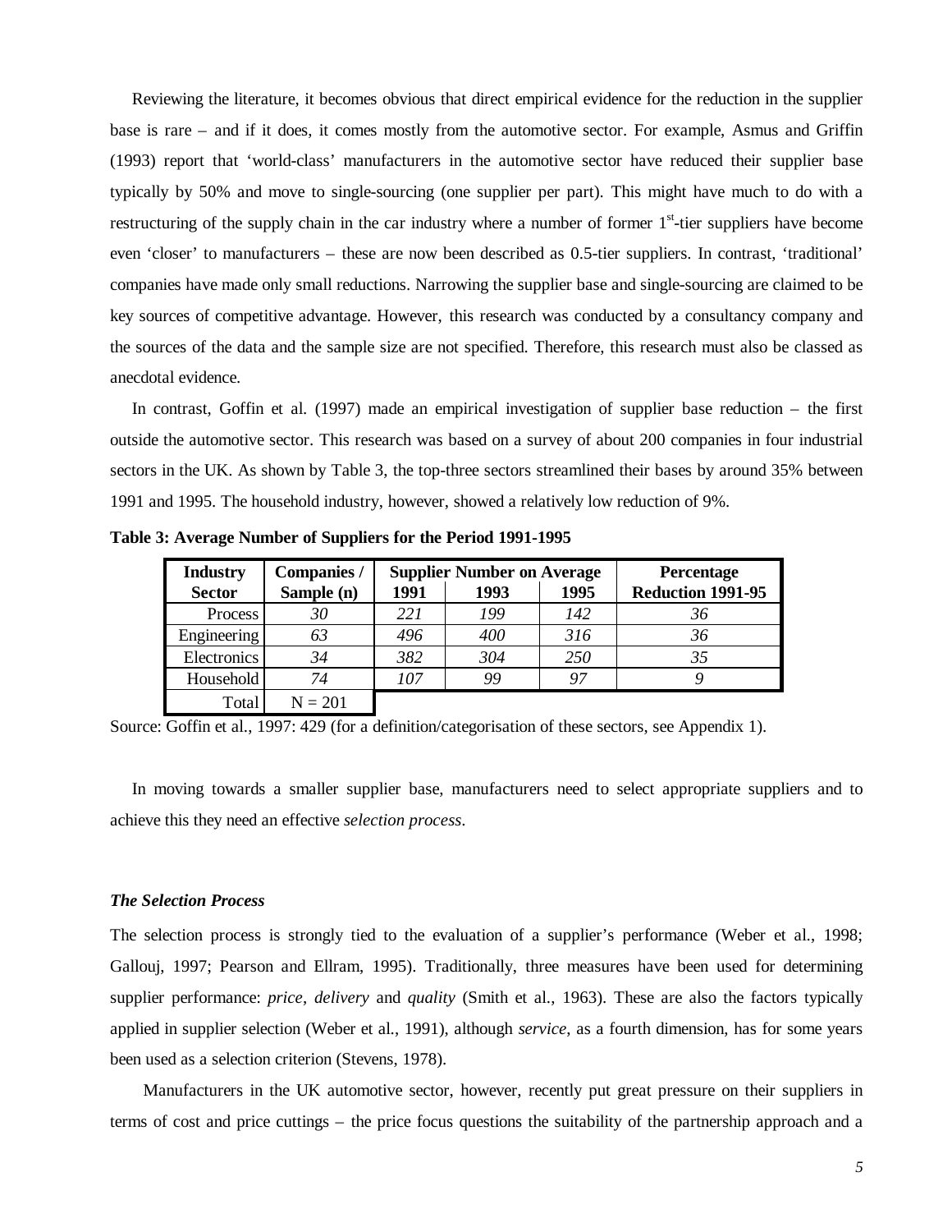Reviewing the literature, it becomes obvious that direct empirical evidence for the reduction in the supplier base is rare – and if it does, it comes mostly from the automotive sector. For example, Asmus and Griffin (1993) report that 'world-class' manufacturers in the automotive sector have reduced their supplier base typically by 50% and move to single-sourcing (one supplier per part). This might have much to do with a restructuring of the supply chain in the car industry where a number of former 1st-tier suppliers have become even 'closer' to manufacturers – these are now been described as 0.5-tier suppliers. In contrast, 'traditional' companies have made only small reductions. Narrowing the supplier base and single-sourcing are claimed to be key sources of competitive advantage. However, this research was conducted by a consultancy company and the sources of the data and the sample size are not specified. Therefore, this research must also be classed as anecdotal evidence.

In contrast, Goffin et al. (1997) made an empirical investigation of supplier base reduction – the first outside the automotive sector. This research was based on a survey of about 200 companies in four industrial sectors in the UK. As shown by Table 3, the top-three sectors streamlined their bases by around 35% between 1991 and 1995. The household industry, however, showed a relatively low reduction of 9%.

**Table 3: Average Number of Suppliers for the Period 1991-1995**

| Industry Sector | Companies / Sample (n) | Supplier Number on Average | | | Percentage Reduction 1991-95 |
|---|---|---|---|---|---|
| | | 1991 | 1993 | 1995 | |
| Process | *30* | *221* | *199* | *142* | *36* |
| Engineering | *63* | *496* | *400* | *316* | *36* |
| Electronics | *34* | *382* | *304* | *250* | *35* |
| Household | *74* | *107* | *99* | *97* | *9* |
| Total | N = 201 | | | | |

Source: Goffin et al., 1997: 429 (for a definition/categorisation of these sectors, see Appendix 1).

In moving towards a smaller supplier base, manufacturers need to select appropriate suppliers and to achieve this they need an effective *selection process*.

### *The Selection Process*

The selection process is strongly tied to the evaluation of a supplier's performance (Weber et al., 1998; Gallouj, 1997; Pearson and Ellram, 1995). Traditionally, three measures have been used for determining supplier performance: *price*, *delivery* and *quality* (Smith et al., 1963). These are also the factors typically applied in supplier selection (Weber et al., 1991), although *service*, as a fourth dimension, has for some years been used as a selection criterion (Stevens, 1978).

Manufacturers in the UK automotive sector, however, recently put great pressure on their suppliers in terms of cost and price cuttings – the price focus questions the suitability of the partnership approach and a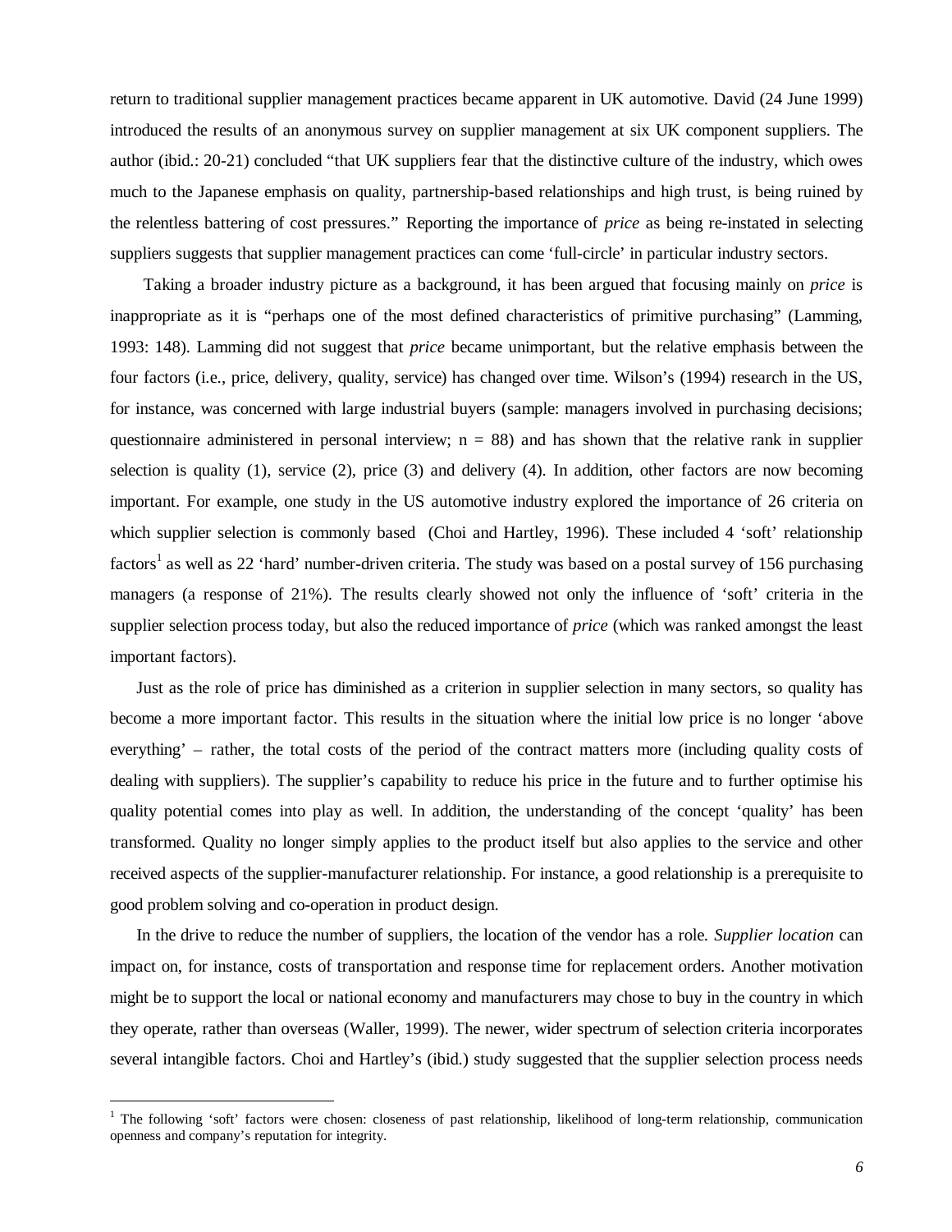return to traditional supplier management practices became apparent in UK automotive. David (24 June 1999) introduced the results of an anonymous survey on supplier management at six UK component suppliers. The author (ibid.: 20-21) concluded "that UK suppliers fear that the distinctive culture of the industry, which owes much to the Japanese emphasis on quality, partnership-based relationships and high trust, is being ruined by the relentless battering of cost pressures." Reporting the importance of *price* as being re-instated in selecting suppliers suggests that supplier management practices can come 'full-circle' in particular industry sectors.

Taking a broader industry picture as a background, it has been argued that focusing mainly on *price* is inappropriate as it is "perhaps one of the most defined characteristics of primitive purchasing" (Lamming, 1993: 148). Lamming did not suggest that *price* became unimportant, but the relative emphasis between the four factors (i.e., price, delivery, quality, service) has changed over time. Wilson's (1994) research in the US, for instance, was concerned with large industrial buyers (sample: managers involved in purchasing decisions; questionnaire administered in personal interview; n = 88) and has shown that the relative rank in supplier selection is quality (1), service (2), price (3) and delivery (4). In addition, other factors are now becoming important. For example, one study in the US automotive industry explored the importance of 26 criteria on which supplier selection is commonly based (Choi and Hartley, 1996). These included 4 'soft' relationship factors[1] as well as 22 'hard' number-driven criteria. The study was based on a postal survey of 156 purchasing managers (a response of 21%). The results clearly showed not only the influence of 'soft' criteria in the supplier selection process today, but also the reduced importance of *price* (which was ranked amongst the least important factors).

Just as the role of price has diminished as a criterion in supplier selection in many sectors, so quality has become a more important factor. This results in the situation where the initial low price is no longer 'above everything' – rather, the total costs of the period of the contract matters more (including quality costs of dealing with suppliers). The supplier's capability to reduce his price in the future and to further optimise his quality potential comes into play as well. In addition, the understanding of the concept 'quality' has been transformed. Quality no longer simply applies to the product itself but also applies to the service and other received aspects of the supplier-manufacturer relationship. For instance, a good relationship is a prerequisite to good problem solving and co-operation in product design.

In the drive to reduce the number of suppliers, the location of the vendor has a role. *Supplier location* can impact on, for instance, costs of transportation and response time for replacement orders. Another motivation might be to support the local or national economy and manufacturers may chose to buy in the country in which they operate, rather than overseas (Waller, 1999). The newer, wider spectrum of selection criteria incorporates several intangible factors. Choi and Hartley's (ibid.) study suggested that the supplier selection process needs

---

[1] The following 'soft' factors were chosen: closeness of past relationship, likelihood of long-term relationship, communication openness and company's reputation for integrity.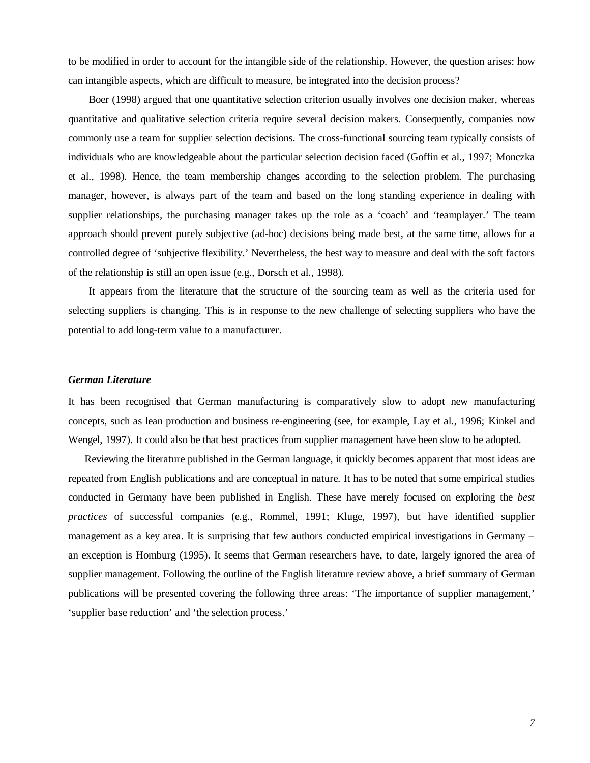to be modified in order to account for the intangible side of the relationship. However, the question arises: how can intangible aspects, which are difficult to measure, be integrated into the decision process?

Boer (1998) argued that one quantitative selection criterion usually involves one decision maker, whereas quantitative and qualitative selection criteria require several decision makers. Consequently, companies now commonly use a team for supplier selection decisions. The cross-functional sourcing team typically consists of individuals who are knowledgeable about the particular selection decision faced (Goffin et al., 1997; Monczka et al., 1998). Hence, the team membership changes according to the selection problem. The purchasing manager, however, is always part of the team and based on the long standing experience in dealing with supplier relationships, the purchasing manager takes up the role as a 'coach' and 'teamplayer.' The team approach should prevent purely subjective (ad-hoc) decisions being made best, at the same time, allows for a controlled degree of 'subjective flexibility.' Nevertheless, the best way to measure and deal with the soft factors of the relationship is still an open issue (e.g., Dorsch et al., 1998).

It appears from the literature that the structure of the sourcing team as well as the criteria used for selecting suppliers is changing. This is in response to the new challenge of selecting suppliers who have the potential to add long-term value to a manufacturer.

### *German Literature*

It has been recognised that German manufacturing is comparatively slow to adopt new manufacturing concepts, such as lean production and business re-engineering (see, for example, Lay et al., 1996; Kinkel and Wengel, 1997). It could also be that best practices from supplier management have been slow to be adopted.

Reviewing the literature published in the German language, it quickly becomes apparent that most ideas are repeated from English publications and are conceptual in nature. It has to be noted that some empirical studies conducted in Germany have been published in English. These have merely focused on exploring the *best practices* of successful companies (e.g., Rommel, 1991; Kluge, 1997), but have identified supplier management as a key area. It is surprising that few authors conducted empirical investigations in Germany – an exception is Homburg (1995). It seems that German researchers have, to date, largely ignored the area of supplier management. Following the outline of the English literature review above, a brief summary of German publications will be presented covering the following three areas: 'The importance of supplier management,' 'supplier base reduction' and 'the selection process.'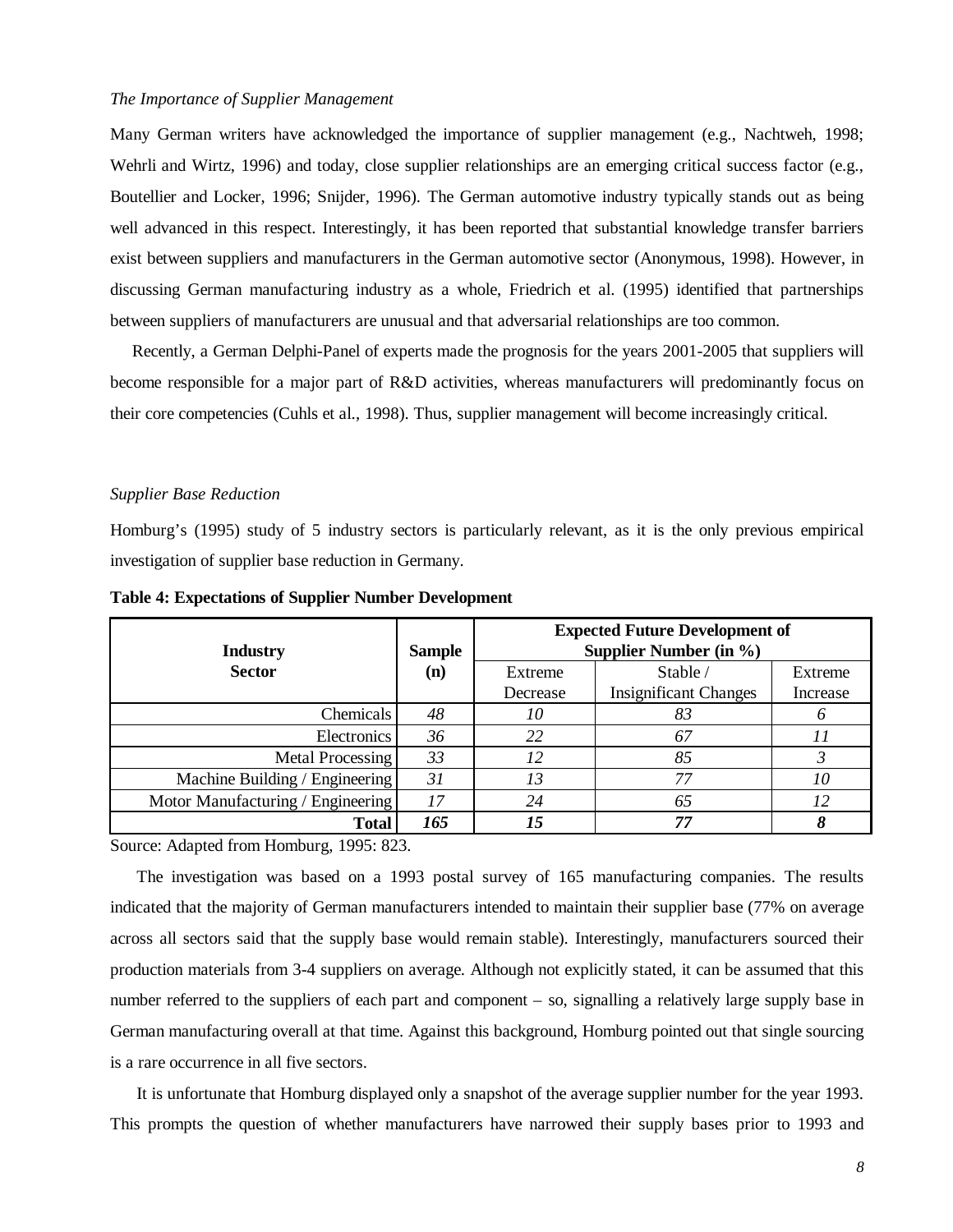*The Importance of Supplier Management*

Many German writers have acknowledged the importance of supplier management (e.g., Nachtweh, 1998; Wehrli and Wirtz, 1996) and today, close supplier relationships are an emerging critical success factor (e.g., Boutellier and Locker, 1996; Snijder, 1996). The German automotive industry typically stands out as being well advanced in this respect. Interestingly, it has been reported that substantial knowledge transfer barriers exist between suppliers and manufacturers in the German automotive sector (Anonymous, 1998). However, in discussing German manufacturing industry as a whole, Friedrich et al. (1995) identified that partnerships between suppliers of manufacturers are unusual and that adversarial relationships are too common.

Recently, a German Delphi-Panel of experts made the prognosis for the years 2001-2005 that suppliers will become responsible for a major part of R&D activities, whereas manufacturers will predominantly focus on their core competencies (Cuhls et al., 1998). Thus, supplier management will become increasingly critical.

*Supplier Base Reduction*

Homburg's (1995) study of 5 industry sectors is particularly relevant, as it is the only previous empirical investigation of supplier base reduction in Germany.

**Table 4: Expectations of Supplier Number Development**

| Industry Sector | Sample (n) | Expected Future Development of Supplier Number (in %) | | |
|---|---|---|---|---|
| | | Extreme Decrease | Stable / Insignificant Changes | Extreme Increase |
| Chemicals | *48* | *10* | *83* | *6* |
| Electronics | *36* | *22* | *67* | *11* |
| Metal Processing | *33* | *12* | *85* | *3* |
| Machine Building / Engineering | *31* | *13* | *77* | *10* |
| Motor Manufacturing / Engineering | *17* | *24* | *65* | *12* |
| **Total** | ***165*** | ***15*** | ***77*** | ***8*** |

Source: Adapted from Homburg, 1995: 823.

The investigation was based on a 1993 postal survey of 165 manufacturing companies. The results indicated that the majority of German manufacturers intended to maintain their supplier base (77% on average across all sectors said that the supply base would remain stable). Interestingly, manufacturers sourced their production materials from 3-4 suppliers on average. Although not explicitly stated, it can be assumed that this number referred to the suppliers of each part and component – so, signalling a relatively large supply base in German manufacturing overall at that time. Against this background, Homburg pointed out that single sourcing is a rare occurrence in all five sectors.

It is unfortunate that Homburg displayed only a snapshot of the average supplier number for the year 1993. This prompts the question of whether manufacturers have narrowed their supply bases prior to 1993 and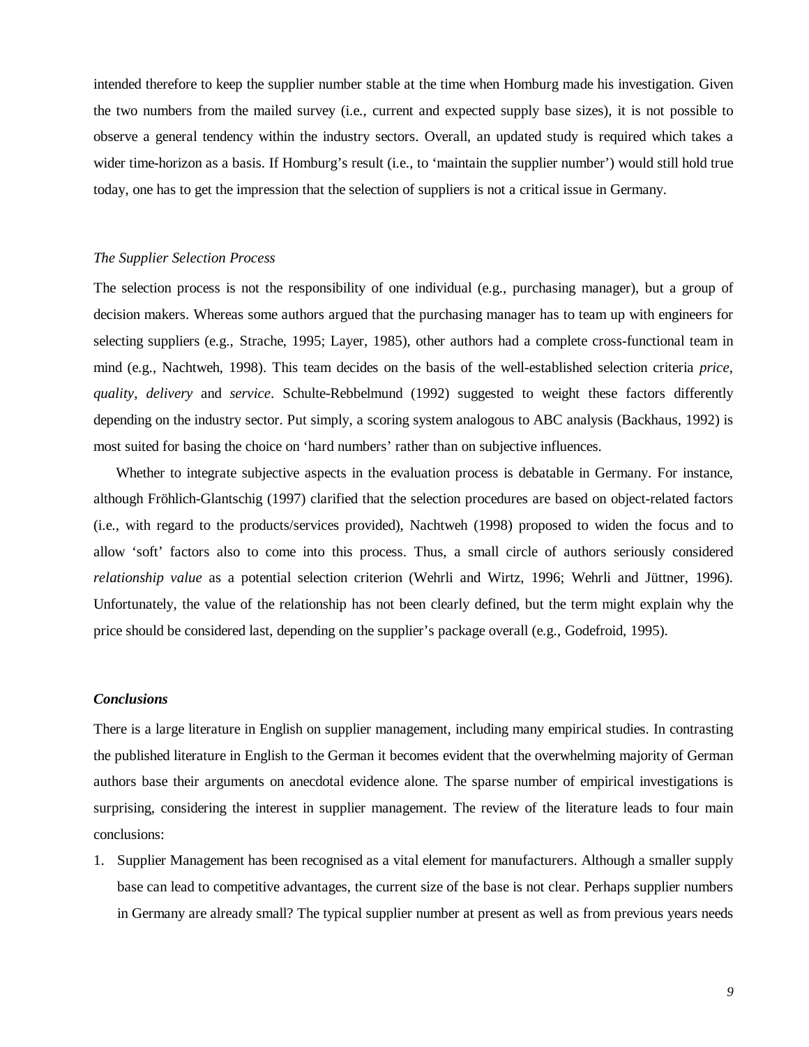intended therefore to keep the supplier number stable at the time when Homburg made his investigation. Given the two numbers from the mailed survey (i.e., current and expected supply base sizes), it is not possible to observe a general tendency within the industry sectors. Overall, an updated study is required which takes a wider time-horizon as a basis. If Homburg's result (i.e., to 'maintain the supplier number') would still hold true today, one has to get the impression that the selection of suppliers is not a critical issue in Germany.

*The Supplier Selection Process*

The selection process is not the responsibility of one individual (e.g., purchasing manager), but a group of decision makers. Whereas some authors argued that the purchasing manager has to team up with engineers for selecting suppliers (e.g., Strache, 1995; Layer, 1985), other authors had a complete cross-functional team in mind (e.g., Nachtweh, 1998). This team decides on the basis of the well-established selection criteria *price*, *quality*, *delivery* and *service*. Schulte-Rebbelmund (1992) suggested to weight these factors differently depending on the industry sector. Put simply, a scoring system analogous to ABC analysis (Backhaus, 1992) is most suited for basing the choice on 'hard numbers' rather than on subjective influences.

Whether to integrate subjective aspects in the evaluation process is debatable in Germany. For instance, although Fröhlich-Glantschig (1997) clarified that the selection procedures are based on object-related factors (i.e., with regard to the products/services provided), Nachtweh (1998) proposed to widen the focus and to allow 'soft' factors also to come into this process. Thus, a small circle of authors seriously considered *relationship value* as a potential selection criterion (Wehrli and Wirtz, 1996; Wehrli and Jüttner, 1996). Unfortunately, the value of the relationship has not been clearly defined, but the term might explain why the price should be considered last, depending on the supplier's package overall (e.g., Godefroid, 1995).

## *Conclusions*

There is a large literature in English on supplier management, including many empirical studies. In contrasting the published literature in English to the German it becomes evident that the overwhelming majority of German authors base their arguments on anecdotal evidence alone. The sparse number of empirical investigations is surprising, considering the interest in supplier management. The review of the literature leads to four main conclusions:

1. Supplier Management has been recognised as a vital element for manufacturers. Although a smaller supply base can lead to competitive advantages, the current size of the base is not clear. Perhaps supplier numbers in Germany are already small? The typical supplier number at present as well as from previous years needs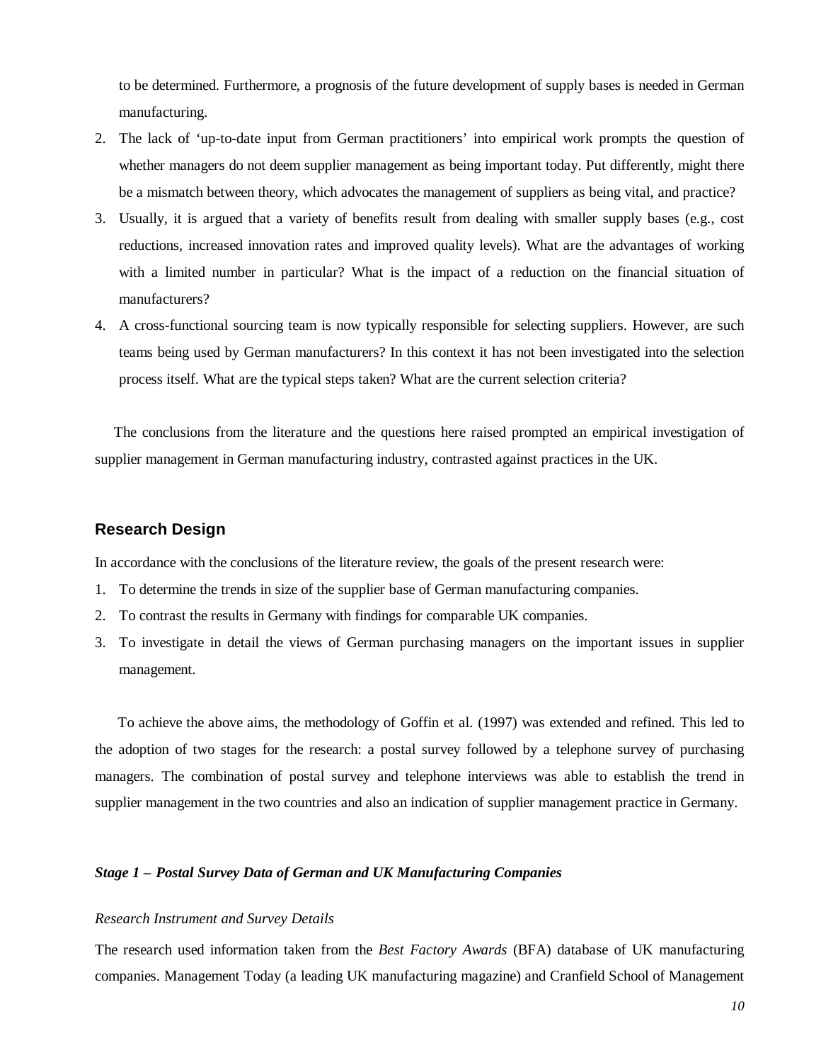to be determined. Furthermore, a prognosis of the future development of supply bases is needed in German manufacturing.

2. The lack of 'up-to-date input from German practitioners' into empirical work prompts the question of whether managers do not deem supplier management as being important today. Put differently, might there be a mismatch between theory, which advocates the management of suppliers as being vital, and practice?
3. Usually, it is argued that a variety of benefits result from dealing with smaller supply bases (e.g., cost reductions, increased innovation rates and improved quality levels). What are the advantages of working with a limited number in particular? What is the impact of a reduction on the financial situation of manufacturers?
4. A cross-functional sourcing team is now typically responsible for selecting suppliers. However, are such teams being used by German manufacturers? In this context it has not been investigated into the selection process itself. What are the typical steps taken? What are the current selection criteria?

The conclusions from the literature and the questions here raised prompted an empirical investigation of supplier management in German manufacturing industry, contrasted against practices in the UK.

## Research Design

In accordance with the conclusions of the literature review, the goals of the present research were:

1. To determine the trends in size of the supplier base of German manufacturing companies.
2. To contrast the results in Germany with findings for comparable UK companies.
3. To investigate in detail the views of German purchasing managers on the important issues in supplier management.

To achieve the above aims, the methodology of Goffin et al. (1997) was extended and refined. This led to the adoption of two stages for the research: a postal survey followed by a telephone survey of purchasing managers. The combination of postal survey and telephone interviews was able to establish the trend in supplier management in the two countries and also an indication of supplier management practice in Germany.

### *Stage 1 – Postal Survey Data of German and UK Manufacturing Companies*

*Research Instrument and Survey Details*

The research used information taken from the *Best Factory Awards* (BFA) database of UK manufacturing companies. Management Today (a leading UK manufacturing magazine) and Cranfield School of Management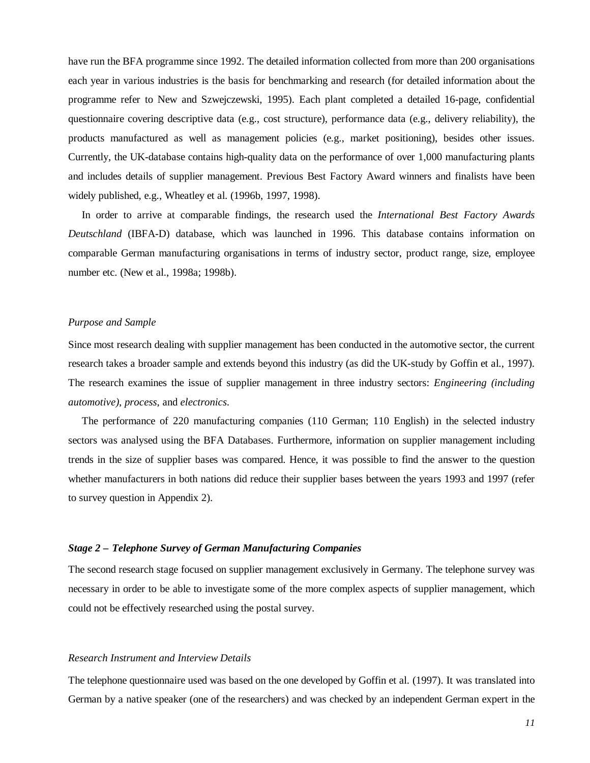have run the BFA programme since 1992. The detailed information collected from more than 200 organisations each year in various industries is the basis for benchmarking and research (for detailed information about the programme refer to New and Szwejczewski, 1995). Each plant completed a detailed 16-page, confidential questionnaire covering descriptive data (e.g., cost structure), performance data (e.g., delivery reliability), the products manufactured as well as management policies (e.g., market positioning), besides other issues. Currently, the UK-database contains high-quality data on the performance of over 1,000 manufacturing plants and includes details of supplier management. Previous Best Factory Award winners and finalists have been widely published, e.g., Wheatley et al. (1996b, 1997, 1998).

In order to arrive at comparable findings, the research used the *International Best Factory Awards Deutschland* (IBFA-D) database, which was launched in 1996. This database contains information on comparable German manufacturing organisations in terms of industry sector, product range, size, employee number etc. (New et al., 1998a; 1998b).

*Purpose and Sample*

Since most research dealing with supplier management has been conducted in the automotive sector, the current research takes a broader sample and extends beyond this industry (as did the UK-study by Goffin et al., 1997). The research examines the issue of supplier management in three industry sectors: *Engineering (including automotive), process,* and *electronics.*

The performance of 220 manufacturing companies (110 German; 110 English) in the selected industry sectors was analysed using the BFA Databases. Furthermore, information on supplier management including trends in the size of supplier bases was compared. Hence, it was possible to find the answer to the question whether manufacturers in both nations did reduce their supplier bases between the years 1993 and 1997 (refer to survey question in Appendix 2).

### *Stage 2 – Telephone Survey of German Manufacturing Companies*

The second research stage focused on supplier management exclusively in Germany. The telephone survey was necessary in order to be able to investigate some of the more complex aspects of supplier management, which could not be effectively researched using the postal survey.

*Research Instrument and Interview Details*

The telephone questionnaire used was based on the one developed by Goffin et al. (1997). It was translated into German by a native speaker (one of the researchers) and was checked by an independent German expert in the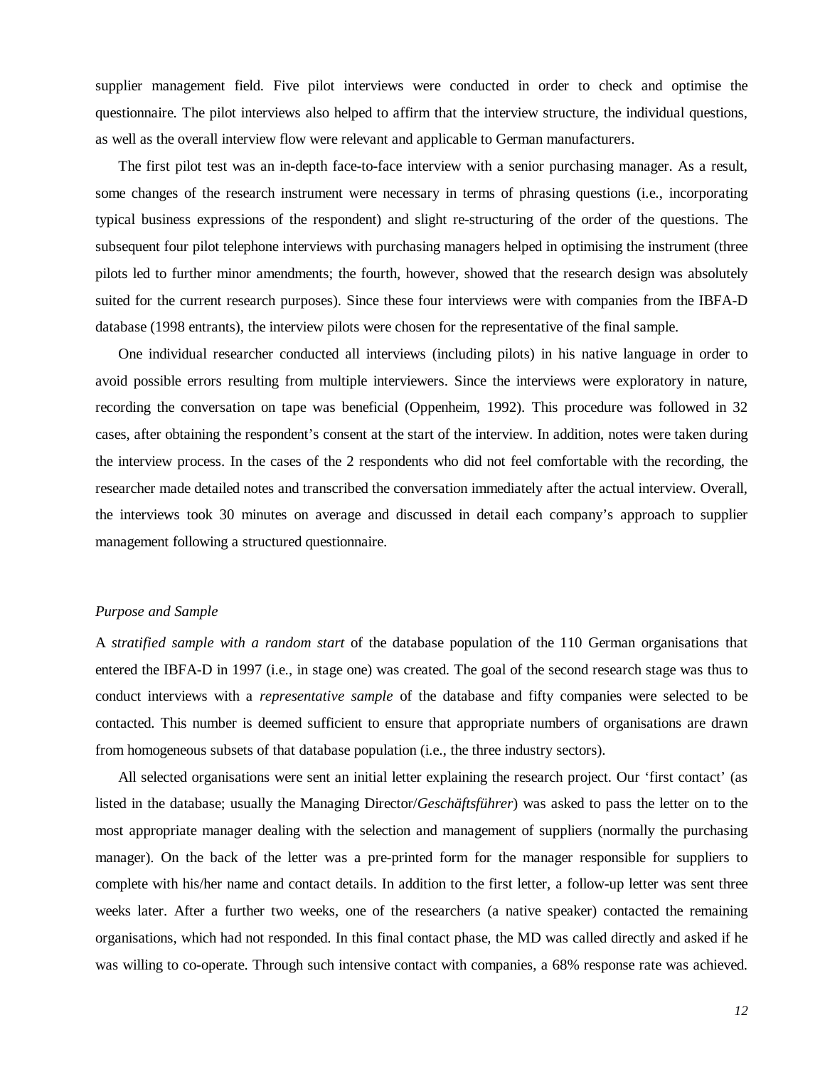supplier management field. Five pilot interviews were conducted in order to check and optimise the questionnaire. The pilot interviews also helped to affirm that the interview structure, the individual questions, as well as the overall interview flow were relevant and applicable to German manufacturers.

The first pilot test was an in-depth face-to-face interview with a senior purchasing manager. As a result, some changes of the research instrument were necessary in terms of phrasing questions (i.e., incorporating typical business expressions of the respondent) and slight re-structuring of the order of the questions. The subsequent four pilot telephone interviews with purchasing managers helped in optimising the instrument (three pilots led to further minor amendments; the fourth, however, showed that the research design was absolutely suited for the current research purposes). Since these four interviews were with companies from the IBFA-D database (1998 entrants), the interview pilots were chosen for the representative of the final sample.

One individual researcher conducted all interviews (including pilots) in his native language in order to avoid possible errors resulting from multiple interviewers. Since the interviews were exploratory in nature, recording the conversation on tape was beneficial (Oppenheim, 1992). This procedure was followed in 32 cases, after obtaining the respondent's consent at the start of the interview. In addition, notes were taken during the interview process. In the cases of the 2 respondents who did not feel comfortable with the recording, the researcher made detailed notes and transcribed the conversation immediately after the actual interview. Overall, the interviews took 30 minutes on average and discussed in detail each company's approach to supplier management following a structured questionnaire.

### *Purpose and Sample*

A *stratified sample with a random start* of the database population of the 110 German organisations that entered the IBFA-D in 1997 (i.e., in stage one) was created. The goal of the second research stage was thus to conduct interviews with a *representative sample* of the database and fifty companies were selected to be contacted. This number is deemed sufficient to ensure that appropriate numbers of organisations are drawn from homogeneous subsets of that database population (i.e., the three industry sectors).

All selected organisations were sent an initial letter explaining the research project. Our 'first contact' (as listed in the database; usually the Managing Director/*Geschäftsführer*) was asked to pass the letter on to the most appropriate manager dealing with the selection and management of suppliers (normally the purchasing manager). On the back of the letter was a pre-printed form for the manager responsible for suppliers to complete with his/her name and contact details. In addition to the first letter, a follow-up letter was sent three weeks later. After a further two weeks, one of the researchers (a native speaker) contacted the remaining organisations, which had not responded. In this final contact phase, the MD was called directly and asked if he was willing to co-operate. Through such intensive contact with companies, a 68% response rate was achieved.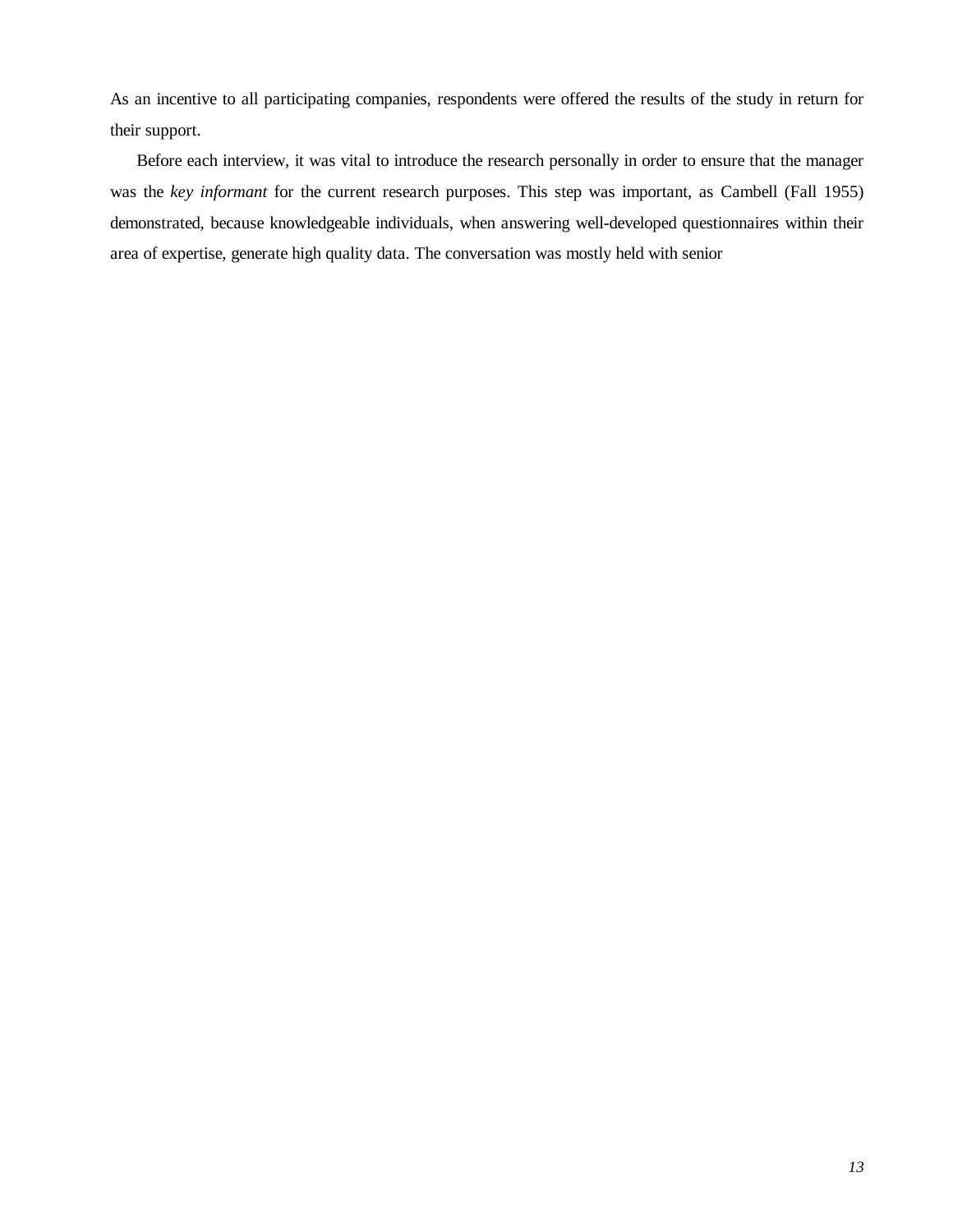As an incentive to all participating companies, respondents were offered the results of the study in return for their support.

Before each interview, it was vital to introduce the research personally in order to ensure that the manager was the *key informant* for the current research purposes. This step was important, as Cambell (Fall 1955) demonstrated, because knowledgeable individuals, when answering well-developed questionnaires within their area of expertise, generate high quality data. The conversation was mostly held with senior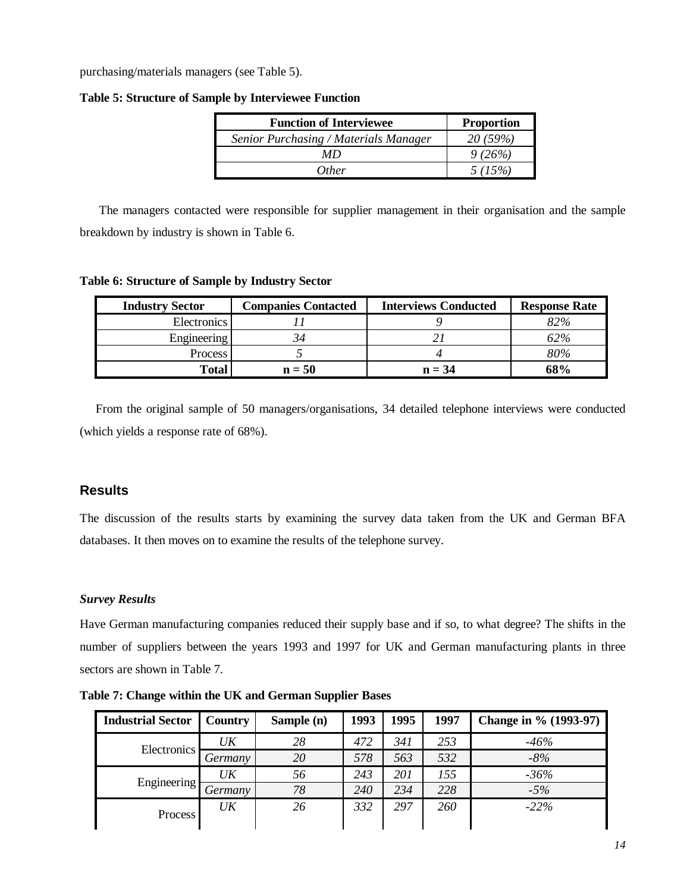purchasing/materials managers (see Table 5).

**Table 5: Structure of Sample by Interviewee Function**

| Function of Interviewee | Proportion |
|---|---|
| *Senior Purchasing / Materials Manager* | *20 (59%)* |
| *MD* | *9 (26%)* |
| *Other* | *5 (15%)* |

The managers contacted were responsible for supplier management in their organisation and the sample breakdown by industry is shown in Table 6.

**Table 6: Structure of Sample by Industry Sector**

| Industry Sector | Companies Contacted | Interviews Conducted | Response Rate |
|---|---|---|---|
| Electronics | *11* | *9* | *82%* |
| Engineering | *34* | *21* | *62%* |
| Process | *5* | *4* | *80%* |
| **Total** | **n = 50** | **n = 34** | **68%** |

From the original sample of 50 managers/organisations, 34 detailed telephone interviews were conducted (which yields a response rate of 68%).

## Results

The discussion of the results starts by examining the survey data taken from the UK and German BFA databases. It then moves on to examine the results of the telephone survey.

### *Survey Results*

Have German manufacturing companies reduced their supply base and if so, to what degree? The shifts in the number of suppliers between the years 1993 and 1997 for UK and German manufacturing plants in three sectors are shown in Table 7.

**Table 7: Change within the UK and German Supplier Bases**

| Industrial Sector | Country | Sample (n) | 1993 | 1995 | 1997 | Change in % (1993-97) |
|---|---|---|---|---|---|---|
| Electronics | *UK* | *28* | *472* | *341* | *253* | *-46%* |
| | *Germany* | *20* | *578* | *563* | *532* | *-8%* |
| Engineering | *UK* | *56* | *243* | *201* | *155* | *-36%* |
| | *Germany* | *78* | *240* | *234* | *228* | *-5%* |
| Process | *UK* | *26* | *332* | *297* | *260* | *-22%* |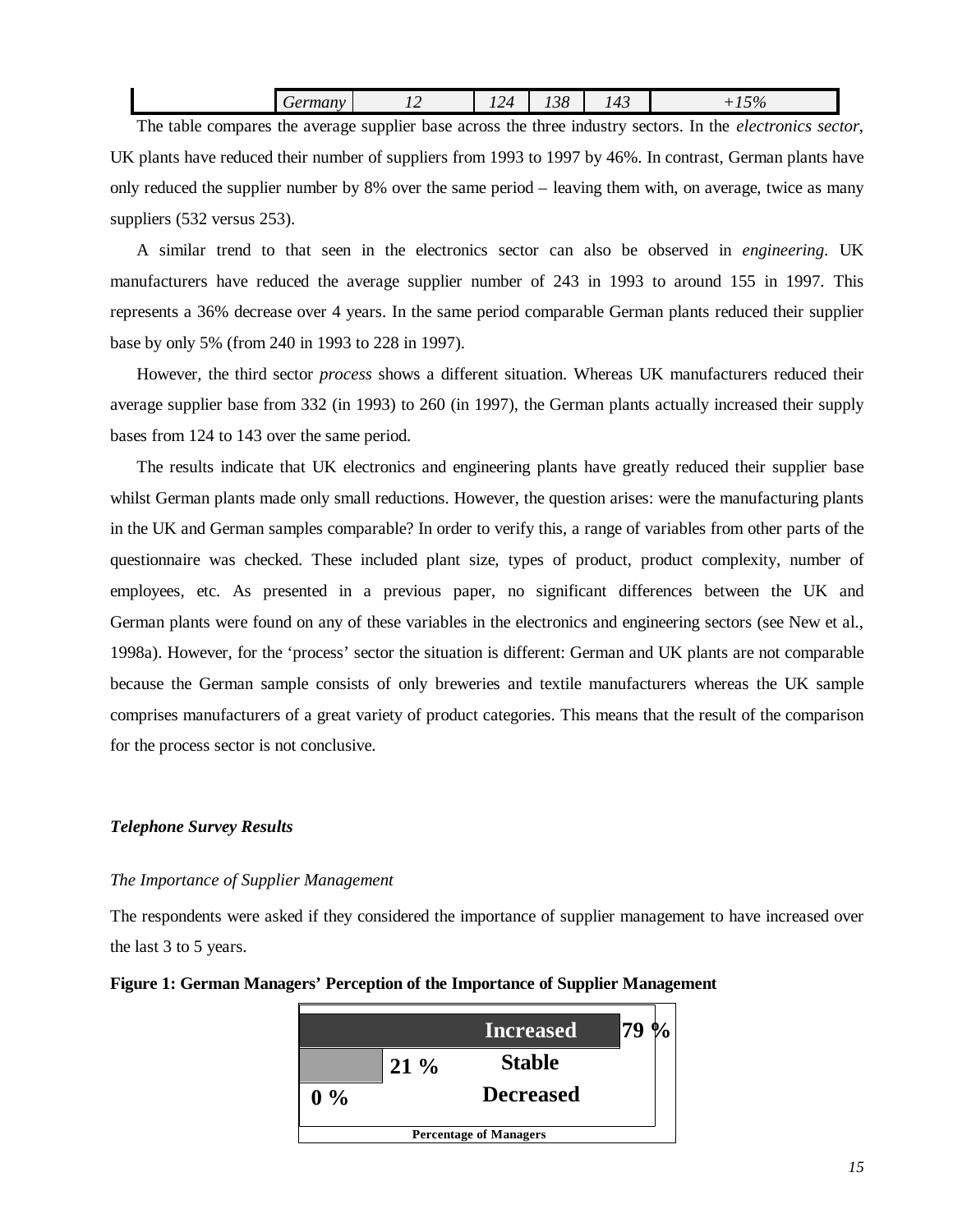| | Germany | 12 | 124 | 138 | 143 | +15% |
|---|---|---|---|---|---|---|

The table compares the average supplier base across the three industry sectors. In the *electronics sector*, UK plants have reduced their number of suppliers from 1993 to 1997 by 46%. In contrast, German plants have only reduced the supplier number by 8% over the same period – leaving them with, on average, twice as many suppliers (532 versus 253).

A similar trend to that seen in the electronics sector can also be observed in *engineering*. UK manufacturers have reduced the average supplier number of 243 in 1993 to around 155 in 1997. This represents a 36% decrease over 4 years. In the same period comparable German plants reduced their supplier base by only 5% (from 240 in 1993 to 228 in 1997).

However, the third sector *process* shows a different situation. Whereas UK manufacturers reduced their average supplier base from 332 (in 1993) to 260 (in 1997), the German plants actually increased their supply bases from 124 to 143 over the same period.

The results indicate that UK electronics and engineering plants have greatly reduced their supplier base whilst German plants made only small reductions. However, the question arises: were the manufacturing plants in the UK and German samples comparable? In order to verify this, a range of variables from other parts of the questionnaire was checked. These included plant size, types of product, product complexity, number of employees, etc. As presented in a previous paper, no significant differences between the UK and German plants were found on any of these variables in the electronics and engineering sectors (see New et al., 1998a). However, for the 'process' sector the situation is different: German and UK plants are not comparable because the German sample consists of only breweries and textile manufacturers whereas the UK sample comprises manufacturers of a great variety of product categories. This means that the result of the comparison for the process sector is not conclusive.

### *Telephone Survey Results*

*The Importance of Supplier Management*

The respondents were asked if they considered the importance of supplier management to have increased over the last 3 to 5 years.

**Figure 1: German Managers' Perception of the Importance of Supplier Management**

| Response | Percentage of Managers |
|---|---|
| Increased | 79 % |
| Stable | 21 % |
| Decreased | 0 % |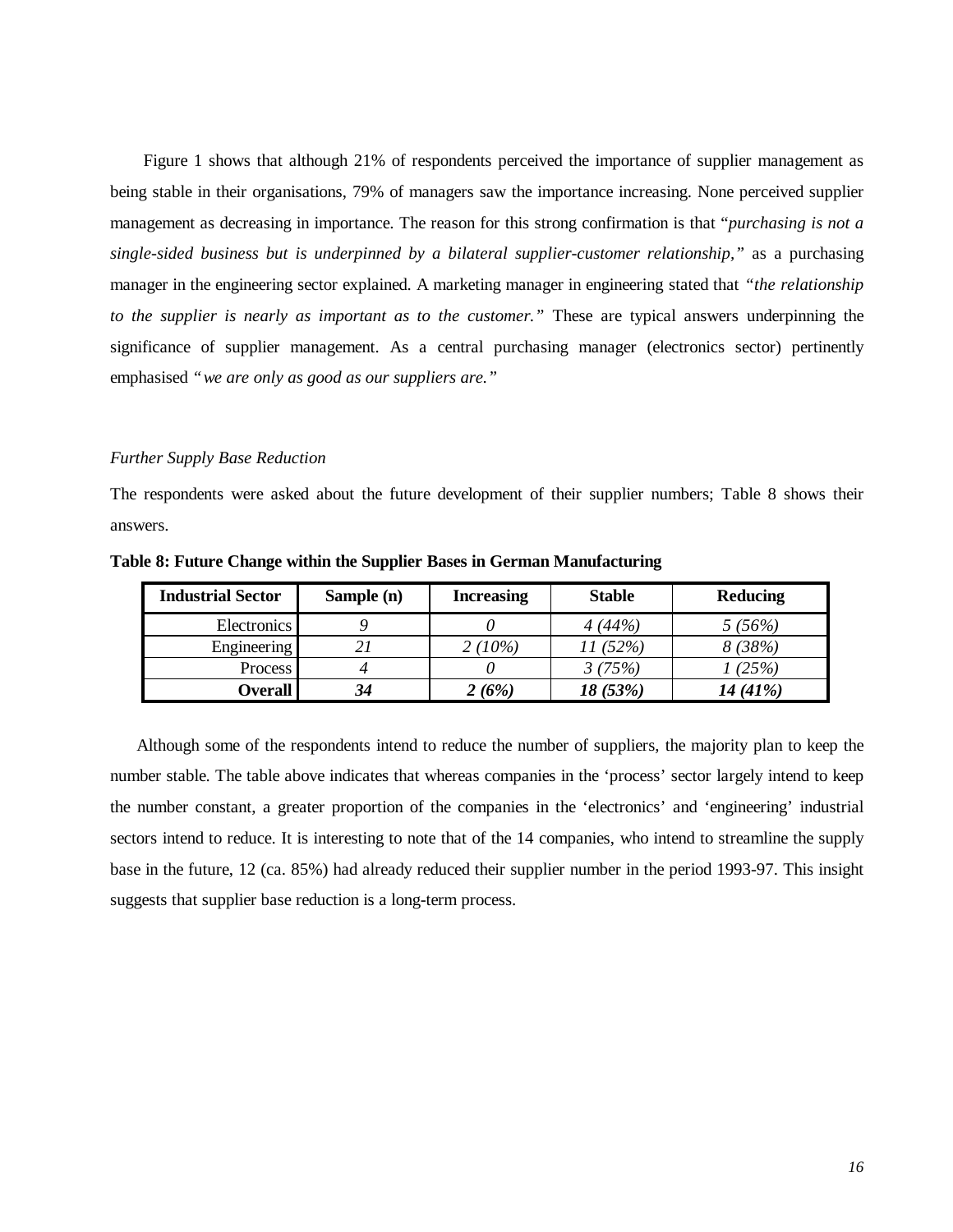Figure 1 shows that although 21% of respondents perceived the importance of supplier management as being stable in their organisations, 79% of managers saw the importance increasing. None perceived supplier management as decreasing in importance. The reason for this strong confirmation is that "*purchasing is not a single-sided business but is underpinned by a bilateral supplier-customer relationship,*" as a purchasing manager in the engineering sector explained. A marketing manager in engineering stated that *"the relationship to the supplier is nearly as important as to the customer."* These are typical answers underpinning the significance of supplier management. As a central purchasing manager (electronics sector) pertinently emphasised *"we are only as good as our suppliers are."*

*Further Supply Base Reduction*

The respondents were asked about the future development of their supplier numbers; Table 8 shows their answers.

**Table 8: Future Change within the Supplier Bases in German Manufacturing**

| Industrial Sector | Sample (n) | Increasing | Stable | Reducing |
|---|---|---|---|---|
| Electronics | *9* | *0* | *4 (44%)* | *5 (56%)* |
| Engineering | *21* | *2 (10%)* | *11 (52%)* | *8 (38%)* |
| Process | *4* | *0* | *3 (75%)* | *1 (25%)* |
| **Overall** | ***34*** | ***2 (6%)*** | ***18 (53%)*** | ***14 (41%)*** |

Although some of the respondents intend to reduce the number of suppliers, the majority plan to keep the number stable. The table above indicates that whereas companies in the 'process' sector largely intend to keep the number constant, a greater proportion of the companies in the 'electronics' and 'engineering' industrial sectors intend to reduce. It is interesting to note that of the 14 companies, who intend to streamline the supply base in the future, 12 (ca. 85%) had already reduced their supplier number in the period 1993-97. This insight suggests that supplier base reduction is a long-term process.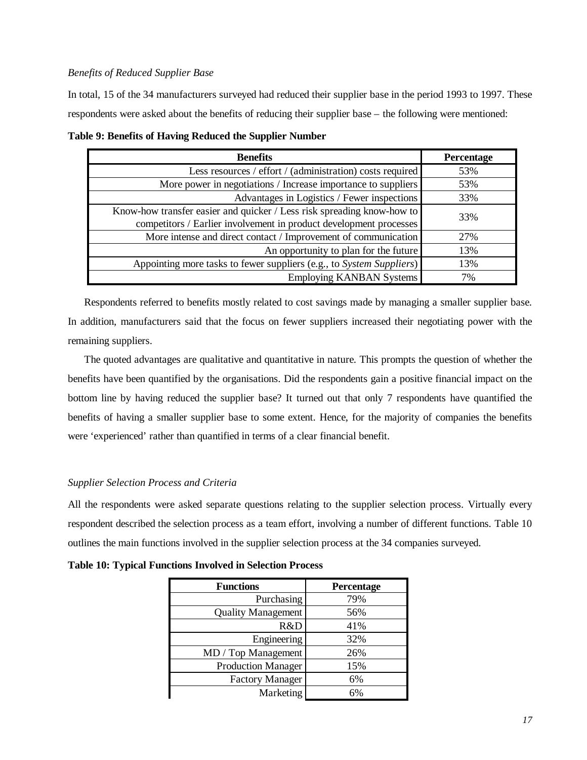*Benefits of Reduced Supplier Base*

In total, 15 of the 34 manufacturers surveyed had reduced their supplier base in the period 1993 to 1997. These respondents were asked about the benefits of reducing their supplier base – the following were mentioned:

**Table 9: Benefits of Having Reduced the Supplier Number**

| Benefits | Percentage |
|---:|:---:|
| Less resources / effort / (administration) costs required | 53% |
| More power in negotiations / Increase importance to suppliers | 53% |
| Advantages in Logistics / Fewer inspections | 33% |
| Know-how transfer easier and quicker / Less risk spreading know-how to competitors / Earlier involvement in product development processes | 33% |
| More intense and direct contact / Improvement of communication | 27% |
| An opportunity to plan for the future | 13% |
| Appointing more tasks to fewer suppliers (e.g., to *System Suppliers*) | 13% |
| Employing KANBAN Systems | 7% |

Respondents referred to benefits mostly related to cost savings made by managing a smaller supplier base. In addition, manufacturers said that the focus on fewer suppliers increased their negotiating power with the remaining suppliers.

The quoted advantages are qualitative and quantitative in nature. This prompts the question of whether the benefits have been quantified by the organisations. Did the respondents gain a positive financial impact on the bottom line by having reduced the supplier base? It turned out that only 7 respondents have quantified the benefits of having a smaller supplier base to some extent. Hence, for the majority of companies the benefits were 'experienced' rather than quantified in terms of a clear financial benefit.

*Supplier Selection Process and Criteria*

All the respondents were asked separate questions relating to the supplier selection process. Virtually every respondent described the selection process as a team effort, involving a number of different functions. Table 10 outlines the main functions involved in the supplier selection process at the 34 companies surveyed.

**Table 10: Typical Functions Involved in Selection Process**

| Functions | Percentage |
|---:|:---:|
| Purchasing | 79% |
| Quality Management | 56% |
| R&D | 41% |
| Engineering | 32% |
| MD / Top Management | 26% |
| Production Manager | 15% |
| Factory Manager | 6% |
| Marketing | 6% |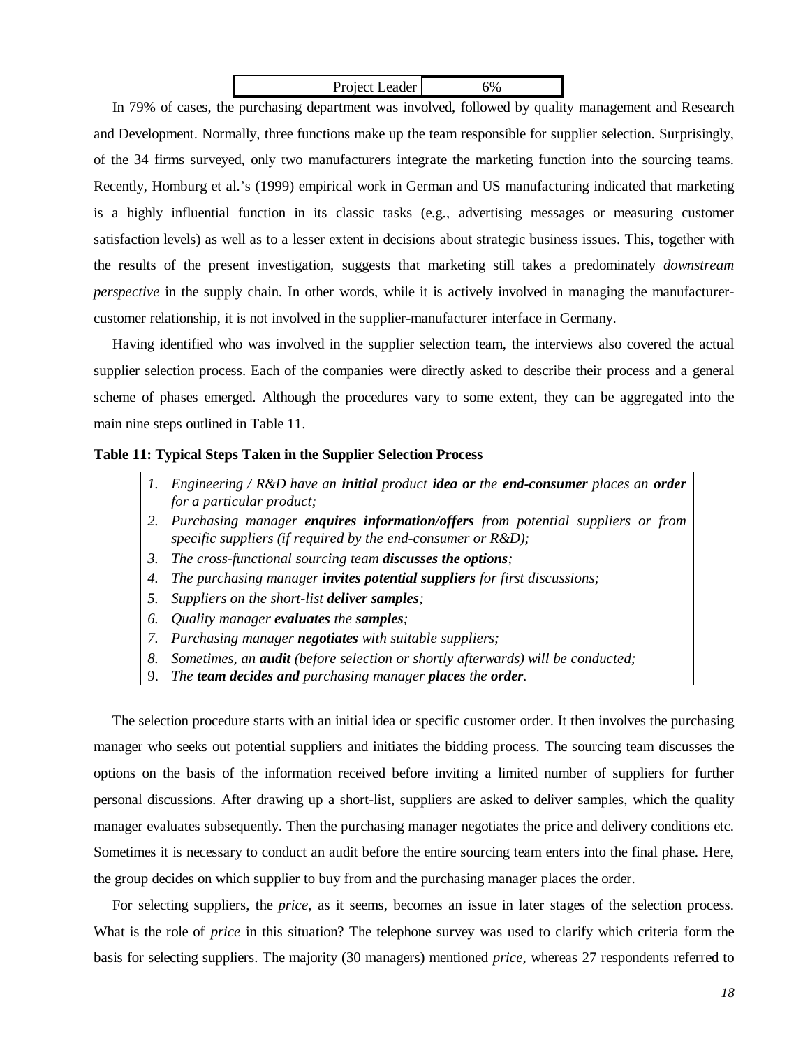| Project Leader | 6% |
|---|---|

In 79% of cases, the purchasing department was involved, followed by quality management and Research and Development. Normally, three functions make up the team responsible for supplier selection. Surprisingly, of the 34 firms surveyed, only two manufacturers integrate the marketing function into the sourcing teams. Recently, Homburg et al.'s (1999) empirical work in German and US manufacturing indicated that marketing is a highly influential function in its classic tasks (e.g., advertising messages or measuring customer satisfaction levels) as well as to a lesser extent in decisions about strategic business issues. This, together with the results of the present investigation, suggests that marketing still takes a predominately *downstream perspective* in the supply chain. In other words, while it is actively involved in managing the manufacturer-customer relationship, it is not involved in the supplier-manufacturer interface in Germany.

Having identified who was involved in the supplier selection team, the interviews also covered the actual supplier selection process. Each of the companies were directly asked to describe their process and a general scheme of phases emerged. Although the procedures vary to some extent, they can be aggregated into the main nine steps outlined in Table 11.

**Table 11: Typical Steps Taken in the Supplier Selection Process**

1. *Engineering / R&D have an **initial** product **idea or** the **end-consumer** places an **order** for a particular product;*
2. *Purchasing manager **enquires information/offers** from potential suppliers or from specific suppliers (if required by the end-consumer or R&D);*
3. *The cross-functional sourcing team **discusses the options**;*
4. *The purchasing manager **invites potential suppliers** for first discussions;*
5. *Suppliers on the short-list **deliver samples**;*
6. *Quality manager **evaluates** the **samples**;*
7. *Purchasing manager **negotiates** with suitable suppliers;*
8. *Sometimes, an **audit** (before selection or shortly afterwards) will be conducted;*
9. *The **team decides and** purchasing manager **places** the **order**.*

The selection procedure starts with an initial idea or specific customer order. It then involves the purchasing manager who seeks out potential suppliers and initiates the bidding process. The sourcing team discusses the options on the basis of the information received before inviting a limited number of suppliers for further personal discussions. After drawing up a short-list, suppliers are asked to deliver samples, which the quality manager evaluates subsequently. Then the purchasing manager negotiates the price and delivery conditions etc. Sometimes it is necessary to conduct an audit before the entire sourcing team enters into the final phase. Here, the group decides on which supplier to buy from and the purchasing manager places the order.

For selecting suppliers, the *price*, as it seems, becomes an issue in later stages of the selection process. What is the role of *price* in this situation? The telephone survey was used to clarify which criteria form the basis for selecting suppliers. The majority (30 managers) mentioned *price*, whereas 27 respondents referred to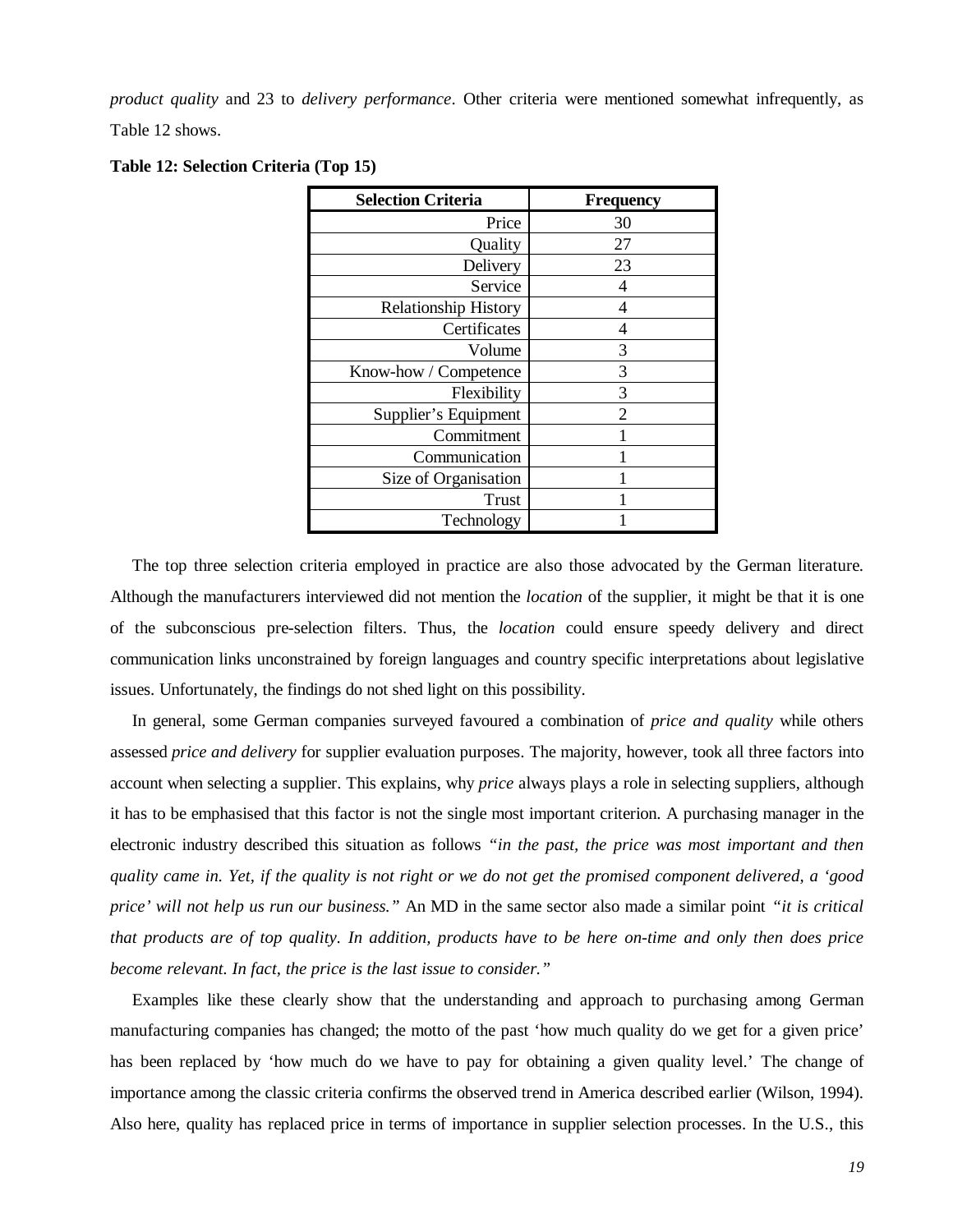*product quality* and 23 to *delivery performance*. Other criteria were mentioned somewhat infrequently, as Table 12 shows.

**Table 12: Selection Criteria (Top 15)**

| Selection Criteria | Frequency |
|---:|:---:|
| Price | 30 |
| Quality | 27 |
| Delivery | 23 |
| Service | 4 |
| Relationship History | 4 |
| Certificates | 4 |
| Volume | 3 |
| Know-how / Competence | 3 |
| Flexibility | 3 |
| Supplier's Equipment | 2 |
| Commitment | 1 |
| Communication | 1 |
| Size of Organisation | 1 |
| Trust | 1 |
| Technology | 1 |

The top three selection criteria employed in practice are also those advocated by the German literature. Although the manufacturers interviewed did not mention the *location* of the supplier, it might be that it is one of the subconscious pre-selection filters. Thus, the *location* could ensure speedy delivery and direct communication links unconstrained by foreign languages and country specific interpretations about legislative issues. Unfortunately, the findings do not shed light on this possibility.

In general, some German companies surveyed favoured a combination of *price and quality* while others assessed *price and delivery* for supplier evaluation purposes. The majority, however, took all three factors into account when selecting a supplier. This explains, why *price* always plays a role in selecting suppliers, although it has to be emphasised that this factor is not the single most important criterion. A purchasing manager in the electronic industry described this situation as follows *"in the past, the price was most important and then quality came in. Yet, if the quality is not right or we do not get the promised component delivered, a 'good price' will not help us run our business."* An MD in the same sector also made a similar point *"it is critical that products are of top quality. In addition, products have to be here on-time and only then does price become relevant. In fact, the price is the last issue to consider."*

Examples like these clearly show that the understanding and approach to purchasing among German manufacturing companies has changed; the motto of the past 'how much quality do we get for a given price' has been replaced by 'how much do we have to pay for obtaining a given quality level.' The change of importance among the classic criteria confirms the observed trend in America described earlier (Wilson, 1994). Also here, quality has replaced price in terms of importance in supplier selection processes. In the U.S., this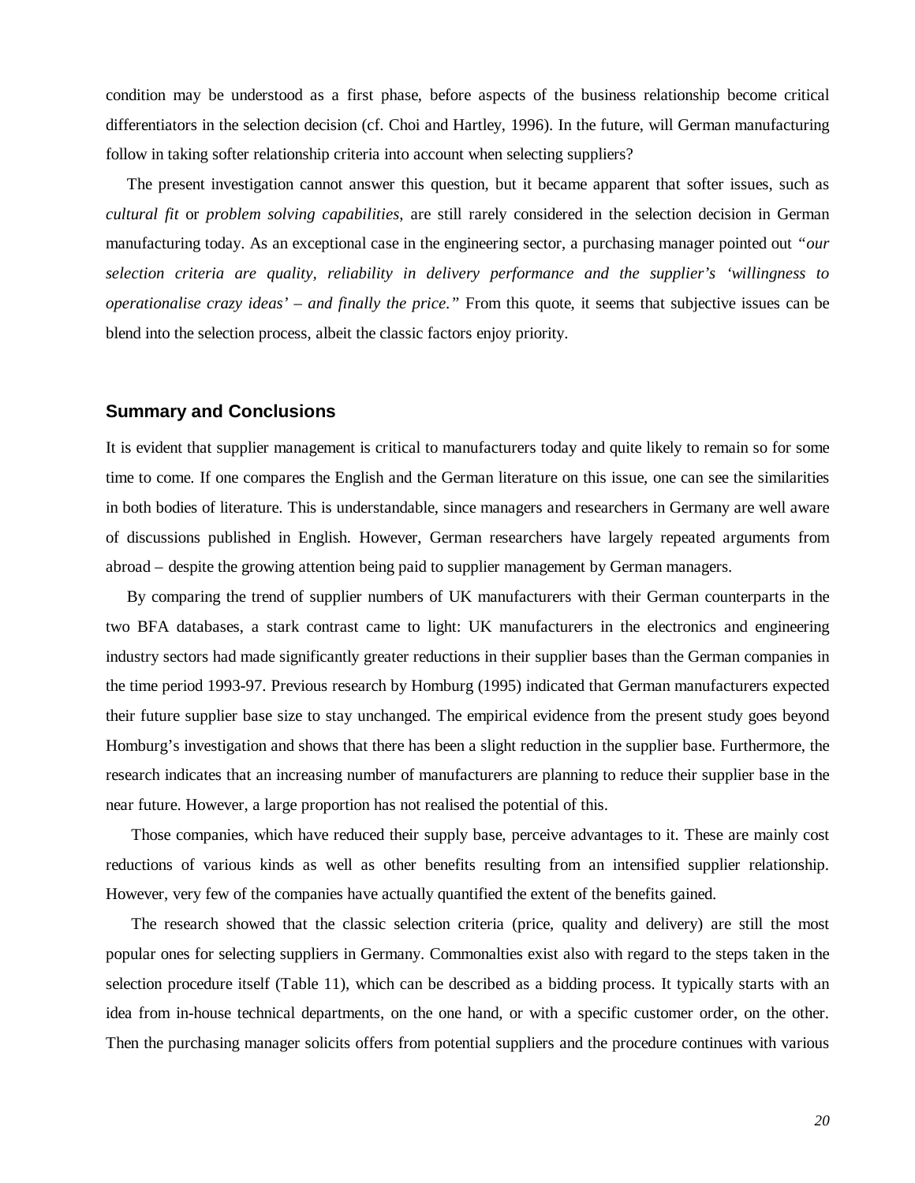condition may be understood as a first phase, before aspects of the business relationship become critical differentiators in the selection decision (cf. Choi and Hartley, 1996). In the future, will German manufacturing follow in taking softer relationship criteria into account when selecting suppliers?

The present investigation cannot answer this question, but it became apparent that softer issues, such as *cultural fit* or *problem solving capabilities*, are still rarely considered in the selection decision in German manufacturing today. As an exceptional case in the engineering sector, a purchasing manager pointed out *"our selection criteria are quality, reliability in delivery performance and the supplier's 'willingness to operationalise crazy ideas' – and finally the price."* From this quote, it seems that subjective issues can be blend into the selection process, albeit the classic factors enjoy priority.

## Summary and Conclusions

It is evident that supplier management is critical to manufacturers today and quite likely to remain so for some time to come. If one compares the English and the German literature on this issue, one can see the similarities in both bodies of literature. This is understandable, since managers and researchers in Germany are well aware of discussions published in English. However, German researchers have largely repeated arguments from abroad – despite the growing attention being paid to supplier management by German managers.

By comparing the trend of supplier numbers of UK manufacturers with their German counterparts in the two BFA databases, a stark contrast came to light: UK manufacturers in the electronics and engineering industry sectors had made significantly greater reductions in their supplier bases than the German companies in the time period 1993-97. Previous research by Homburg (1995) indicated that German manufacturers expected their future supplier base size to stay unchanged. The empirical evidence from the present study goes beyond Homburg's investigation and shows that there has been a slight reduction in the supplier base. Furthermore, the research indicates that an increasing number of manufacturers are planning to reduce their supplier base in the near future. However, a large proportion has not realised the potential of this.

Those companies, which have reduced their supply base, perceive advantages to it. These are mainly cost reductions of various kinds as well as other benefits resulting from an intensified supplier relationship. However, very few of the companies have actually quantified the extent of the benefits gained.

The research showed that the classic selection criteria (price, quality and delivery) are still the most popular ones for selecting suppliers in Germany. Commonalties exist also with regard to the steps taken in the selection procedure itself (Table 11), which can be described as a bidding process. It typically starts with an idea from in-house technical departments, on the one hand, or with a specific customer order, on the other. Then the purchasing manager solicits offers from potential suppliers and the procedure continues with various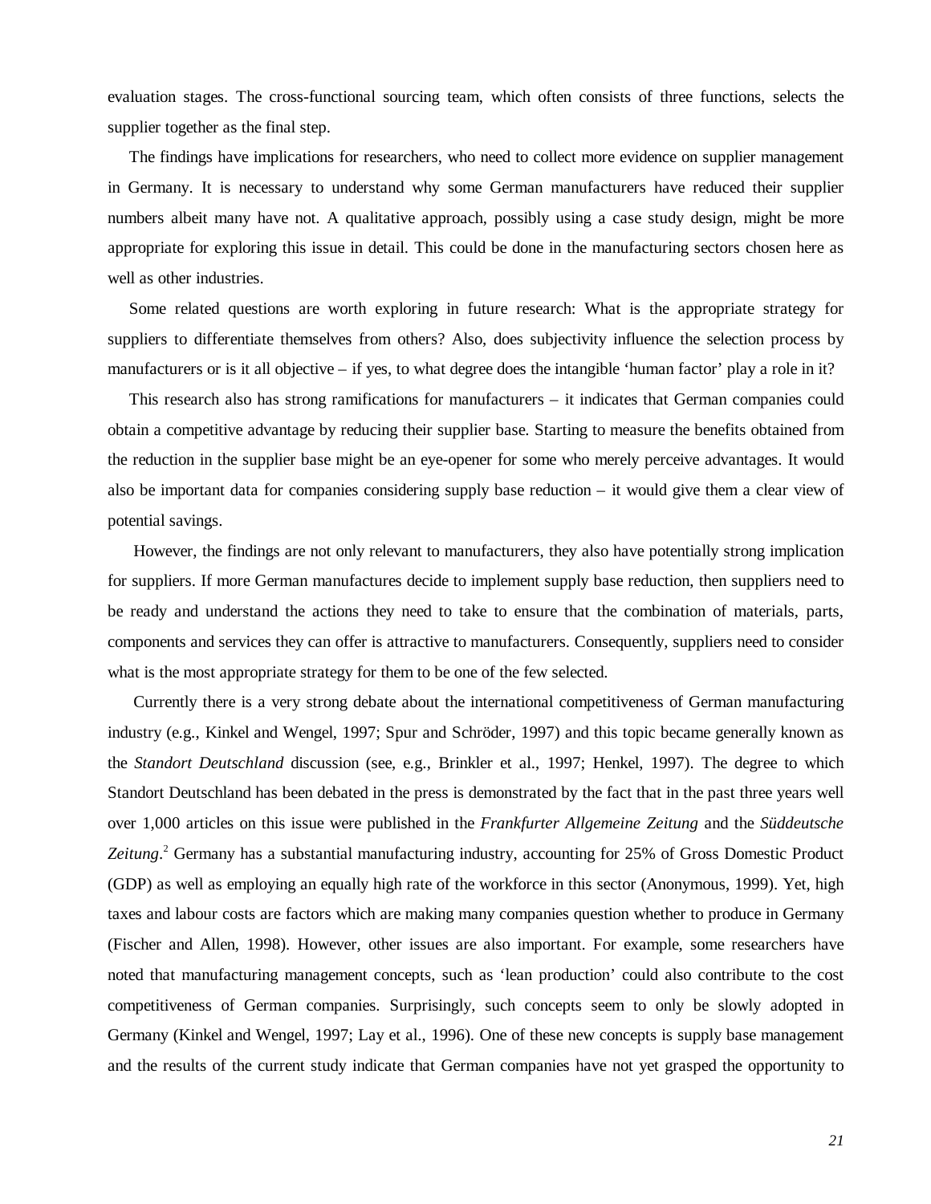evaluation stages. The cross-functional sourcing team, which often consists of three functions, selects the supplier together as the final step.

The findings have implications for researchers, who need to collect more evidence on supplier management in Germany. It is necessary to understand why some German manufacturers have reduced their supplier numbers albeit many have not. A qualitative approach, possibly using a case study design, might be more appropriate for exploring this issue in detail. This could be done in the manufacturing sectors chosen here as well as other industries.

Some related questions are worth exploring in future research: What is the appropriate strategy for suppliers to differentiate themselves from others? Also, does subjectivity influence the selection process by manufacturers or is it all objective – if yes, to what degree does the intangible 'human factor' play a role in it?

This research also has strong ramifications for manufacturers – it indicates that German companies could obtain a competitive advantage by reducing their supplier base. Starting to measure the benefits obtained from the reduction in the supplier base might be an eye-opener for some who merely perceive advantages. It would also be important data for companies considering supply base reduction – it would give them a clear view of potential savings.

However, the findings are not only relevant to manufacturers, they also have potentially strong implication for suppliers. If more German manufactures decide to implement supply base reduction, then suppliers need to be ready and understand the actions they need to take to ensure that the combination of materials, parts, components and services they can offer is attractive to manufacturers. Consequently, suppliers need to consider what is the most appropriate strategy for them to be one of the few selected.

Currently there is a very strong debate about the international competitiveness of German manufacturing industry (e.g., Kinkel and Wengel, 1997; Spur and Schröder, 1997) and this topic became generally known as the *Standort Deutschland* discussion (see, e.g., Brinkler et al., 1997; Henkel, 1997). The degree to which Standort Deutschland has been debated in the press is demonstrated by the fact that in the past three years well over 1,000 articles on this issue were published in the *Frankfurter Allgemeine Zeitung* and the *Süddeutsche Zeitung*.[2] Germany has a substantial manufacturing industry, accounting for 25% of Gross Domestic Product (GDP) as well as employing an equally high rate of the workforce in this sector (Anonymous, 1999). Yet, high taxes and labour costs are factors which are making many companies question whether to produce in Germany (Fischer and Allen, 1998). However, other issues are also important. For example, some researchers have noted that manufacturing management concepts, such as 'lean production' could also contribute to the cost competitiveness of German companies. Surprisingly, such concepts seem to only be slowly adopted in Germany (Kinkel and Wengel, 1997; Lay et al., 1996). One of these new concepts is supply base management and the results of the current study indicate that German companies have not yet grasped the opportunity to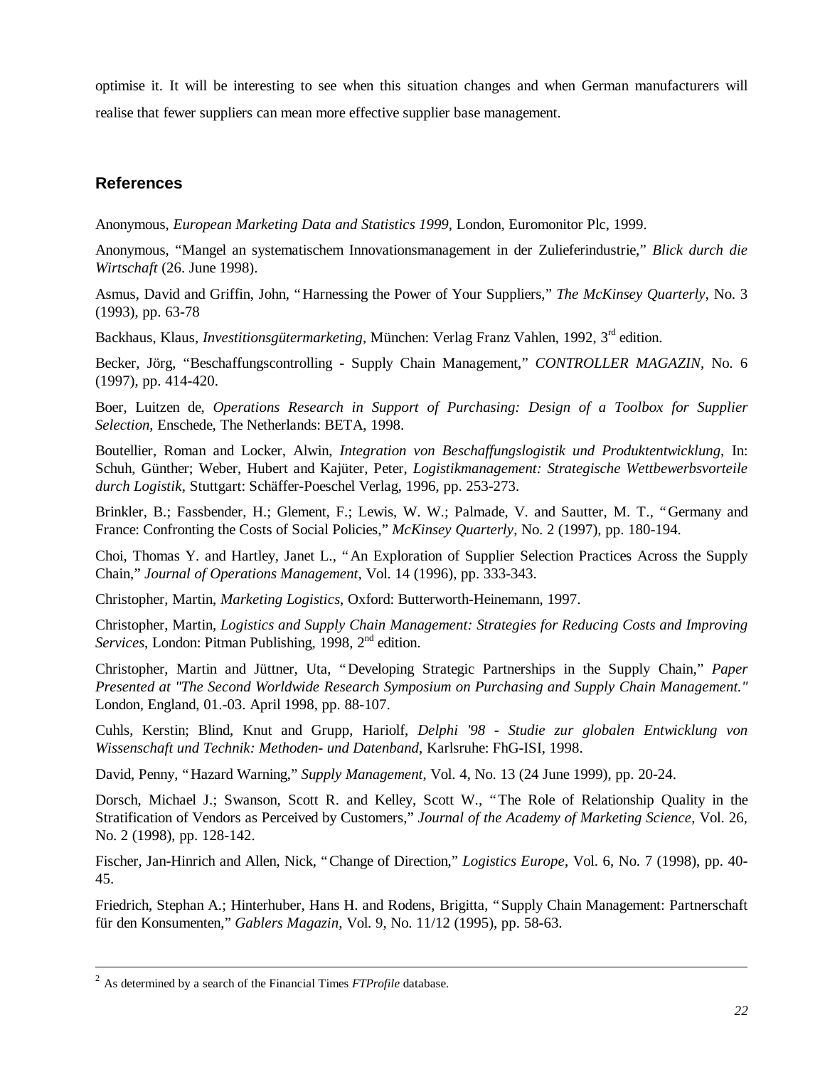optimise it. It will be interesting to see when this situation changes and when German manufacturers will realise that fewer suppliers can mean more effective supplier base management.

## References

Anonymous, *European Marketing Data and Statistics 1999*, London, Euromonitor Plc, 1999.

Anonymous, "Mangel an systematischem Innovationsmanagement in der Zulieferindustrie," *Blick durch die Wirtschaft* (26. June 1998).

Asmus, David and Griffin, John, "Harnessing the Power of Your Suppliers," *The McKinsey Quarterly*, No. 3 (1993), pp. 63-78

Backhaus, Klaus, *Investitionsgütermarketing*, München: Verlag Franz Vahlen, 1992, 3rd edition.

Becker, Jörg, "Beschaffungscontrolling - Supply Chain Management," *CONTROLLER MAGAZIN*, No. 6 (1997), pp. 414-420.

Boer, Luitzen de, *Operations Research in Support of Purchasing: Design of a Toolbox for Supplier Selection*, Enschede, The Netherlands: BETA, 1998.

Boutellier, Roman and Locker, Alwin, *Integration von Beschaffungslogistik und Produktentwicklung*, In: Schuh, Günther; Weber, Hubert and Kajüter, Peter, *Logistikmanagement: Strategische Wettbewerbsvorteile durch Logistik*, Stuttgart: Schäffer-Poeschel Verlag, 1996, pp. 253-273.

Brinkler, B.; Fassbender, H.; Glement, F.; Lewis, W. W.; Palmade, V. and Sautter, M. T., "Germany and France: Confronting the Costs of Social Policies," *McKinsey Quarterly*, No. 2 (1997), pp. 180-194.

Choi, Thomas Y. and Hartley, Janet L., "An Exploration of Supplier Selection Practices Across the Supply Chain," *Journal of Operations Management*, Vol. 14 (1996), pp. 333-343.

Christopher, Martin, *Marketing Logistics*, Oxford: Butterworth-Heinemann, 1997.

Christopher, Martin, *Logistics and Supply Chain Management: Strategies for Reducing Costs and Improving Services*, London: Pitman Publishing, 1998, 2nd edition.

Christopher, Martin and Jüttner, Uta, "Developing Strategic Partnerships in the Supply Chain," *Paper Presented at "The Second Worldwide Research Symposium on Purchasing and Supply Chain Management."* London, England, 01.-03. April 1998, pp. 88-107.

Cuhls, Kerstin; Blind, Knut and Grupp, Hariolf, *Delphi '98 - Studie zur globalen Entwicklung von Wissenschaft und Technik: Methoden- und Datenband*, Karlsruhe: FhG-ISI, 1998.

David, Penny, "Hazard Warning," *Supply Management*, Vol. 4, No. 13 (24 June 1999), pp. 20-24.

Dorsch, Michael J.; Swanson, Scott R. and Kelley, Scott W., "The Role of Relationship Quality in the Stratification of Vendors as Perceived by Customers," *Journal of the Academy of Marketing Science*, Vol. 26, No. 2 (1998), pp. 128-142.

Fischer, Jan-Hinrich and Allen, Nick, "Change of Direction," *Logistics Europe*, Vol. 6, No. 7 (1998), pp. 40-45.

Friedrich, Stephan A.; Hinterhuber, Hans H. and Rodens, Brigitta, "Supply Chain Management: Partnerschaft für den Konsumenten," *Gablers Magazin*, Vol. 9, No. 11/12 (1995), pp. 58-63.

---

[2] As determined by a search of the Financial Times *FTProfile* database.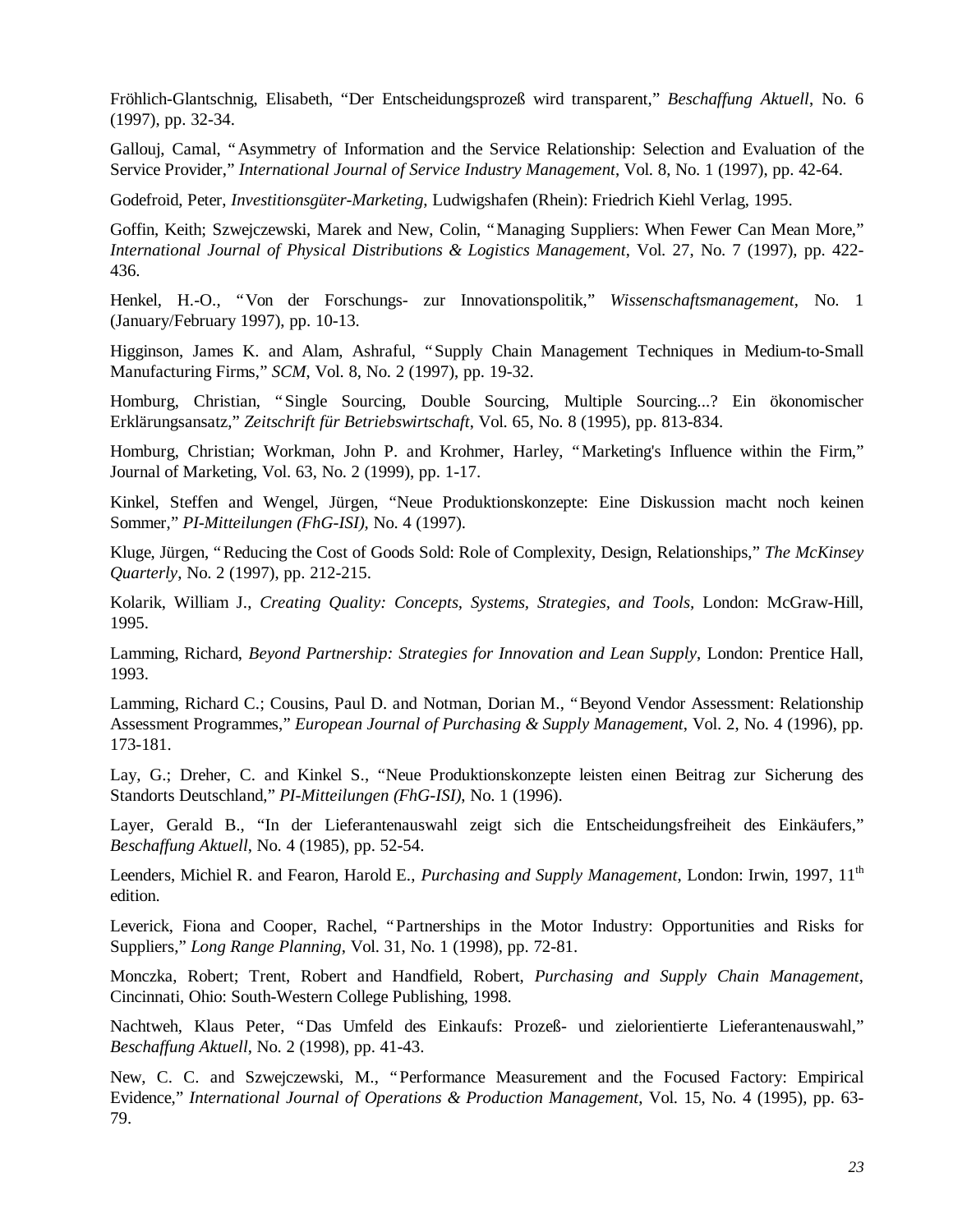Fröhlich-Glantschnig, Elisabeth, "Der Entscheidungsprozeß wird transparent," *Beschaffung Aktuell*, No. 6 (1997), pp. 32-34.

Gallouj, Camal, "Asymmetry of Information and the Service Relationship: Selection and Evaluation of the Service Provider," *International Journal of Service Industry Management*, Vol. 8, No. 1 (1997), pp. 42-64.

Godefroid, Peter, *Investitionsgüter-Marketing*, Ludwigshafen (Rhein): Friedrich Kiehl Verlag, 1995.

Goffin, Keith; Szwejczewski, Marek and New, Colin, "Managing Suppliers: When Fewer Can Mean More," *International Journal of Physical Distributions & Logistics Management*, Vol. 27, No. 7 (1997), pp. 422-436.

Henkel, H.-O., "Von der Forschungs- zur Innovationspolitik," *Wissenschaftsmanagement*, No. 1 (January/February 1997), pp. 10-13.

Higginson, James K. and Alam, Ashraful, "Supply Chain Management Techniques in Medium-to-Small Manufacturing Firms," *SCM*, Vol. 8, No. 2 (1997), pp. 19-32.

Homburg, Christian, "Single Sourcing, Double Sourcing, Multiple Sourcing...? Ein ökonomischer Erklärungsansatz," *Zeitschrift für Betriebswirtschaft*, Vol. 65, No. 8 (1995), pp. 813-834.

Homburg, Christian; Workman, John P. and Krohmer, Harley, "Marketing's Influence within the Firm," Journal of Marketing, Vol. 63, No. 2 (1999), pp. 1-17.

Kinkel, Steffen and Wengel, Jürgen, "Neue Produktionskonzepte: Eine Diskussion macht noch keinen Sommer," *PI-Mitteilungen (FhG-ISI)*, No. 4 (1997).

Kluge, Jürgen, "Reducing the Cost of Goods Sold: Role of Complexity, Design, Relationships," *The McKinsey Quarterly*, No. 2 (1997), pp. 212-215.

Kolarik, William J., *Creating Quality: Concepts, Systems, Strategies, and Tools*, London: McGraw-Hill, 1995.

Lamming, Richard, *Beyond Partnership: Strategies for Innovation and Lean Supply*, London: Prentice Hall, 1993.

Lamming, Richard C.; Cousins, Paul D. and Notman, Dorian M., "Beyond Vendor Assessment: Relationship Assessment Programmes," *European Journal of Purchasing & Supply Management*, Vol. 2, No. 4 (1996), pp. 173-181.

Lay, G.; Dreher, C. and Kinkel S., "Neue Produktionskonzepte leisten einen Beitrag zur Sicherung des Standorts Deutschland," *PI-Mitteilungen (FhG-ISI)*, No. 1 (1996).

Layer, Gerald B., "In der Lieferantenauswahl zeigt sich die Entscheidungsfreiheit des Einkäufers," *Beschaffung Aktuell*, No. 4 (1985), pp. 52-54.

Leenders, Michiel R. and Fearon, Harold E., *Purchasing and Supply Management*, London: Irwin, 1997, 11th edition.

Leverick, Fiona and Cooper, Rachel, "Partnerships in the Motor Industry: Opportunities and Risks for Suppliers," *Long Range Planning*, Vol. 31, No. 1 (1998), pp. 72-81.

Monczka, Robert; Trent, Robert and Handfield, Robert, *Purchasing and Supply Chain Management*, Cincinnati, Ohio: South-Western College Publishing, 1998.

Nachtweh, Klaus Peter, "Das Umfeld des Einkaufs: Prozeß- und zielorientierte Lieferantenauswahl," *Beschaffung Aktuell*, No. 2 (1998), pp. 41-43.

New, C. C. and Szwejczewski, M., "Performance Measurement and the Focused Factory: Empirical Evidence," *International Journal of Operations & Production Management*, Vol. 15, No. 4 (1995), pp. 63-79.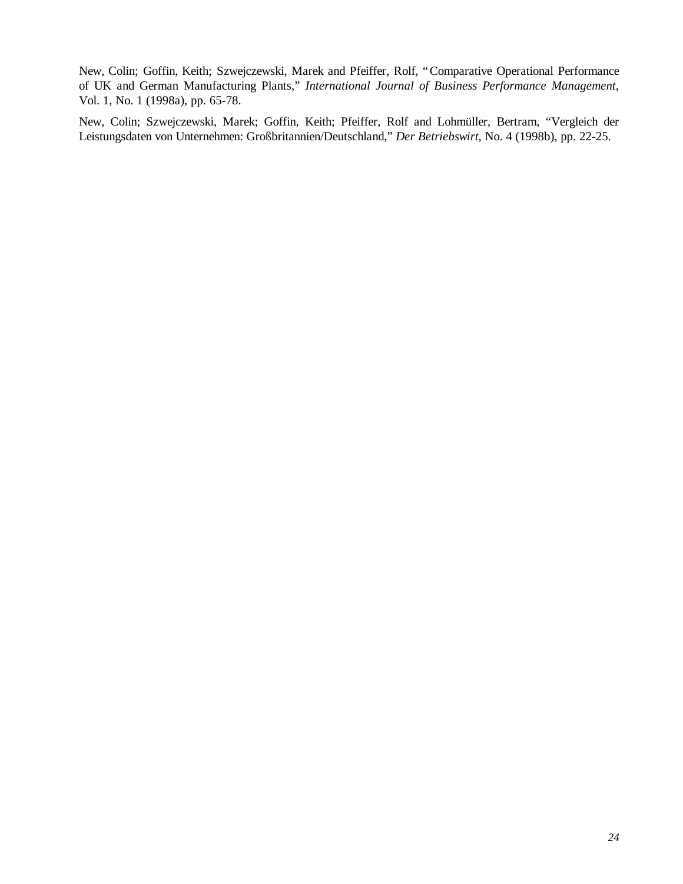New, Colin; Goffin, Keith; Szwejczewski, Marek and Pfeiffer, Rolf, "Comparative Operational Performance of UK and German Manufacturing Plants," *International Journal of Business Performance Management*, Vol. 1, No. 1 (1998a), pp. 65-78.

New, Colin; Szwejczewski, Marek; Goffin, Keith; Pfeiffer, Rolf and Lohmüller, Bertram, "Vergleich der Leistungsdaten von Unternehmen: Großbritannien/Deutschland," *Der Betriebswirt*, No. 4 (1998b), pp. 22-25.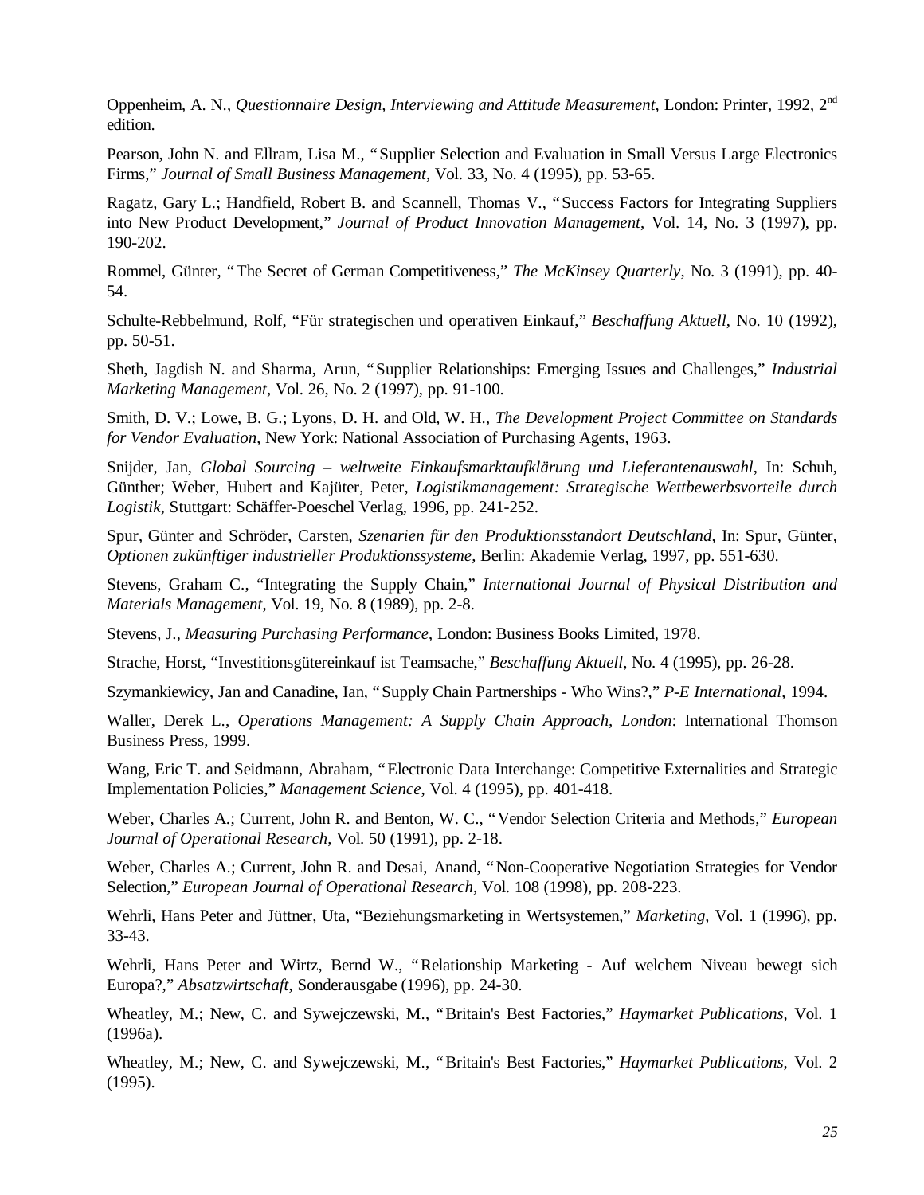Oppenheim, A. N., *Questionnaire Design, Interviewing and Attitude Measurement*, London: Printer, 1992, 2nd edition.

Pearson, John N. and Ellram, Lisa M., "Supplier Selection and Evaluation in Small Versus Large Electronics Firms," *Journal of Small Business Management*, Vol. 33, No. 4 (1995), pp. 53-65.

Ragatz, Gary L.; Handfield, Robert B. and Scannell, Thomas V., "Success Factors for Integrating Suppliers into New Product Development," *Journal of Product Innovation Management*, Vol. 14, No. 3 (1997), pp. 190-202.

Rommel, Günter, "The Secret of German Competitiveness," *The McKinsey Quarterly*, No. 3 (1991), pp. 40-54.

Schulte-Rebbelmund, Rolf, "Für strategischen und operativen Einkauf," *Beschaffung Aktuell*, No. 10 (1992), pp. 50-51.

Sheth, Jagdish N. and Sharma, Arun, "Supplier Relationships: Emerging Issues and Challenges," *Industrial Marketing Management*, Vol. 26, No. 2 (1997), pp. 91-100.

Smith, D. V.; Lowe, B. G.; Lyons, D. H. and Old, W. H., *The Development Project Committee on Standards for Vendor Evaluation*, New York: National Association of Purchasing Agents, 1963.

Snijder, Jan, *Global Sourcing – weltweite Einkaufsmarktaufklärung und Lieferantenauswahl*, In: Schuh, Günther; Weber, Hubert and Kajüter, Peter, *Logistikmanagement: Strategische Wettbewerbsvorteile durch Logistik*, Stuttgart: Schäffer-Poeschel Verlag, 1996, pp. 241-252.

Spur, Günter and Schröder, Carsten, *Szenarien für den Produktionsstandort Deutschland*, In: Spur, Günter, *Optionen zukünftiger industrieller Produktionssysteme*, Berlin: Akademie Verlag, 1997, pp. 551-630.

Stevens, Graham C., "Integrating the Supply Chain," *International Journal of Physical Distribution and Materials Management*, Vol. 19, No. 8 (1989), pp. 2-8.

Stevens, J., *Measuring Purchasing Performance*, London: Business Books Limited, 1978.

Strache, Horst, "Investitionsgütereinkauf ist Teamsache," *Beschaffung Aktuell*, No. 4 (1995), pp. 26-28.

Szymankiewicy, Jan and Canadine, Ian, "Supply Chain Partnerships - Who Wins?," *P-E International*, 1994.

Waller, Derek L., *Operations Management: A Supply Chain Approach*, *London*: International Thomson Business Press, 1999.

Wang, Eric T. and Seidmann, Abraham, "Electronic Data Interchange: Competitive Externalities and Strategic Implementation Policies," *Management Science*, Vol. 4 (1995), pp. 401-418.

Weber, Charles A.; Current, John R. and Benton, W. C., "Vendor Selection Criteria and Methods," *European Journal of Operational Research*, Vol. 50 (1991), pp. 2-18.

Weber, Charles A.; Current, John R. and Desai, Anand, "Non-Cooperative Negotiation Strategies for Vendor Selection," *European Journal of Operational Research*, Vol. 108 (1998), pp. 208-223.

Wehrli, Hans Peter and Jüttner, Uta, "Beziehungsmarketing in Wertsystemen," *Marketing*, Vol. 1 (1996), pp. 33-43.

Wehrli, Hans Peter and Wirtz, Bernd W., "Relationship Marketing - Auf welchem Niveau bewegt sich Europa?," *Absatzwirtschaft*, Sonderausgabe (1996), pp. 24-30.

Wheatley, M.; New, C. and Sywejczewski, M., "Britain's Best Factories," *Haymarket Publications*, Vol. 1 (1996a).

Wheatley, M.; New, C. and Sywejczewski, M., "Britain's Best Factories," *Haymarket Publications*, Vol. 2 (1995).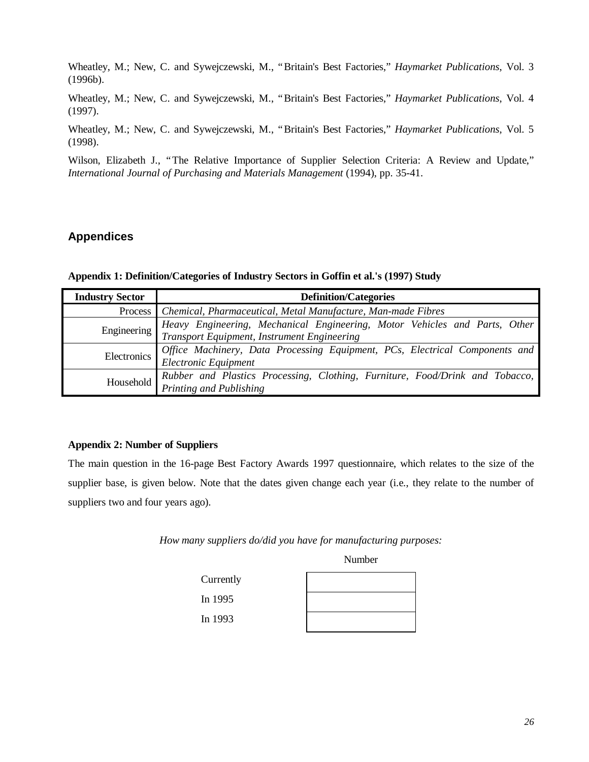Wheatley, M.; New, C. and Sywejczewski, M., "Britain's Best Factories," *Haymarket Publications*, Vol. 3 (1996b).

Wheatley, M.; New, C. and Sywejczewski, M., "Britain's Best Factories," *Haymarket Publications*, Vol. 4 (1997).

Wheatley, M.; New, C. and Sywejczewski, M., "Britain's Best Factories," *Haymarket Publications*, Vol. 5 (1998).

Wilson, Elizabeth J., "The Relative Importance of Supplier Selection Criteria: A Review and Update," *International Journal of Purchasing and Materials Management* (1994), pp. 35-41.

## Appendices

**Appendix 1: Definition/Categories of Industry Sectors in Goffin et al.'s (1997) Study**

| Industry Sector | Definition/Categories |
|---|---|
| Process | *Chemical, Pharmaceutical, Metal Manufacture, Man-made Fibres* |
| Engineering | *Heavy Engineering, Mechanical Engineering, Motor Vehicles and Parts, Other Transport Equipment, Instrument Engineering* |
| Electronics | *Office Machinery, Data Processing Equipment, PCs, Electrical Components and Electronic Equipment* |
| Household | *Rubber and Plastics Processing, Clothing, Furniture, Food/Drink and Tobacco, Printing and Publishing* |

**Appendix 2: Number of Suppliers**

The main question in the 16-page Best Factory Awards 1997 questionnaire, which relates to the size of the supplier base, is given below. Note that the dates given change each year (i.e., they relate to the number of suppliers two and four years ago).

*How many suppliers do/did you have for manufacturing purposes:*

| | Number |
|---|---|
| Currently | |
| In 1995 | |
| In 1993 | |